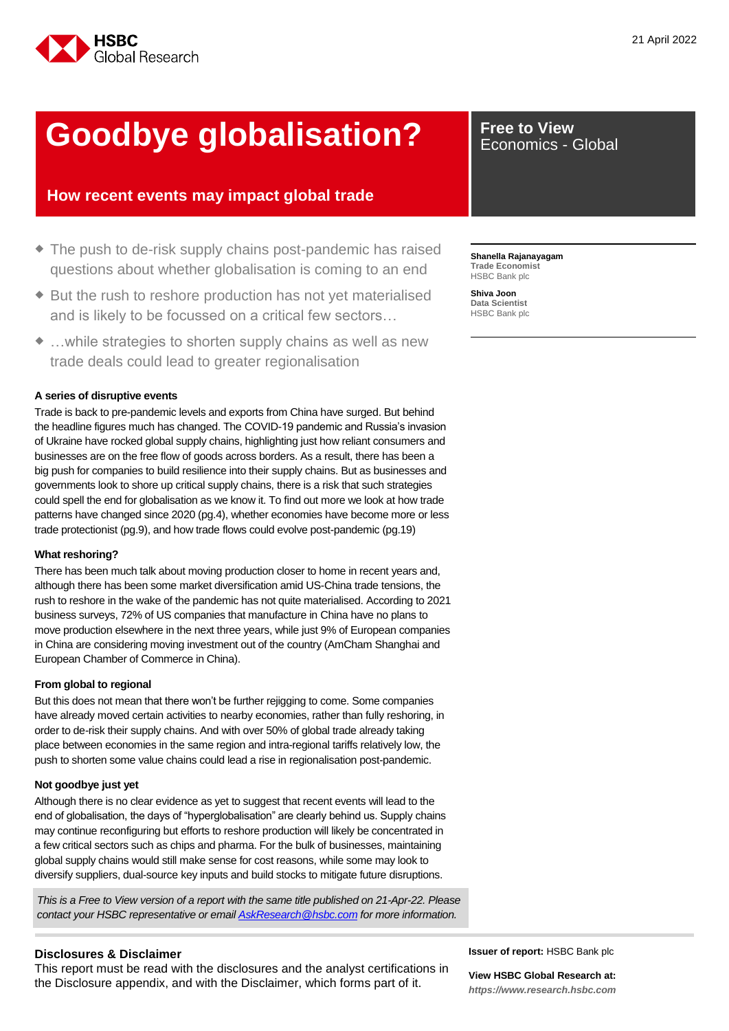21 April 2022

# Goodbye globalisation?

## How recent events may impact global trade

**Free to View**
Economics - Global

- The push to de-risk supply chains post-pandemic has raised questions about whether globalisation is coming to an end
- But the rush to reshore production has not yet materialised and is likely to be focussed on a critical few sectors…
- …while strategies to shorten supply chains as well as new trade deals could lead to greater regionalisation

**Shanella Rajanayagam**
**Trade Economist**
HSBC Bank plc

**Shiva Joon**
**Data Scientist**
HSBC Bank plc

### A series of disruptive events

Trade is back to pre-pandemic levels and exports from China have surged. But behind the headline figures much has changed. The COVID-19 pandemic and Russia's invasion of Ukraine have rocked global supply chains, highlighting just how reliant consumers and businesses are on the free flow of goods across borders. As a result, there has been a big push for companies to build resilience into their supply chains. But as businesses and governments look to shore up critical supply chains, there is a risk that such strategies could spell the end for globalisation as we know it. To find out more we look at how trade patterns have changed since 2020 (pg.4), whether economies have become more or less trade protectionist (pg.9), and how trade flows could evolve post-pandemic (pg.19)

### What reshoring?

There has been much talk about moving production closer to home in recent years and, although there has been some market diversification amid US-China trade tensions, the rush to reshore in the wake of the pandemic has not quite materialised. According to 2021 business surveys, 72% of US companies that manufacture in China have no plans to move production elsewhere in the next three years, while just 9% of European companies in China are considering moving investment out of the country (AmCham Shanghai and European Chamber of Commerce in China).

### From global to regional

But this does not mean that there won't be further rejigging to come. Some companies have already moved certain activities to nearby economies, rather than fully reshoring, in order to de-risk their supply chains. And with over 50% of global trade already taking place between economies in the same region and intra-regional tariffs relatively low, the push to shorten some value chains could lead a rise in regionalisation post-pandemic.

### Not goodbye just yet

Although there is no clear evidence as yet to suggest that recent events will lead to the end of globalisation, the days of "hyperglobalisation" are clearly behind us. Supply chains may continue reconfiguring but efforts to reshore production will likely be concentrated in a few critical sectors such as chips and pharma. For the bulk of businesses, maintaining global supply chains would still make sense for cost reasons, while some may look to diversify suppliers, dual-source key inputs and build stocks to mitigate future disruptions.

*This is a Free to View version of a report with the same title published on 21-Apr-22. Please contact your HSBC representative or email AskResearch@hsbc.com for more information.*

### Disclosures & Disclaimer

This report must be read with the disclosures and the analyst certifications in the Disclosure appendix, and with the Disclaimer, which forms part of it.

**Issuer of report:** HSBC Bank plc

**View HSBC Global Research at:**
***https://www.research.hsbc.com***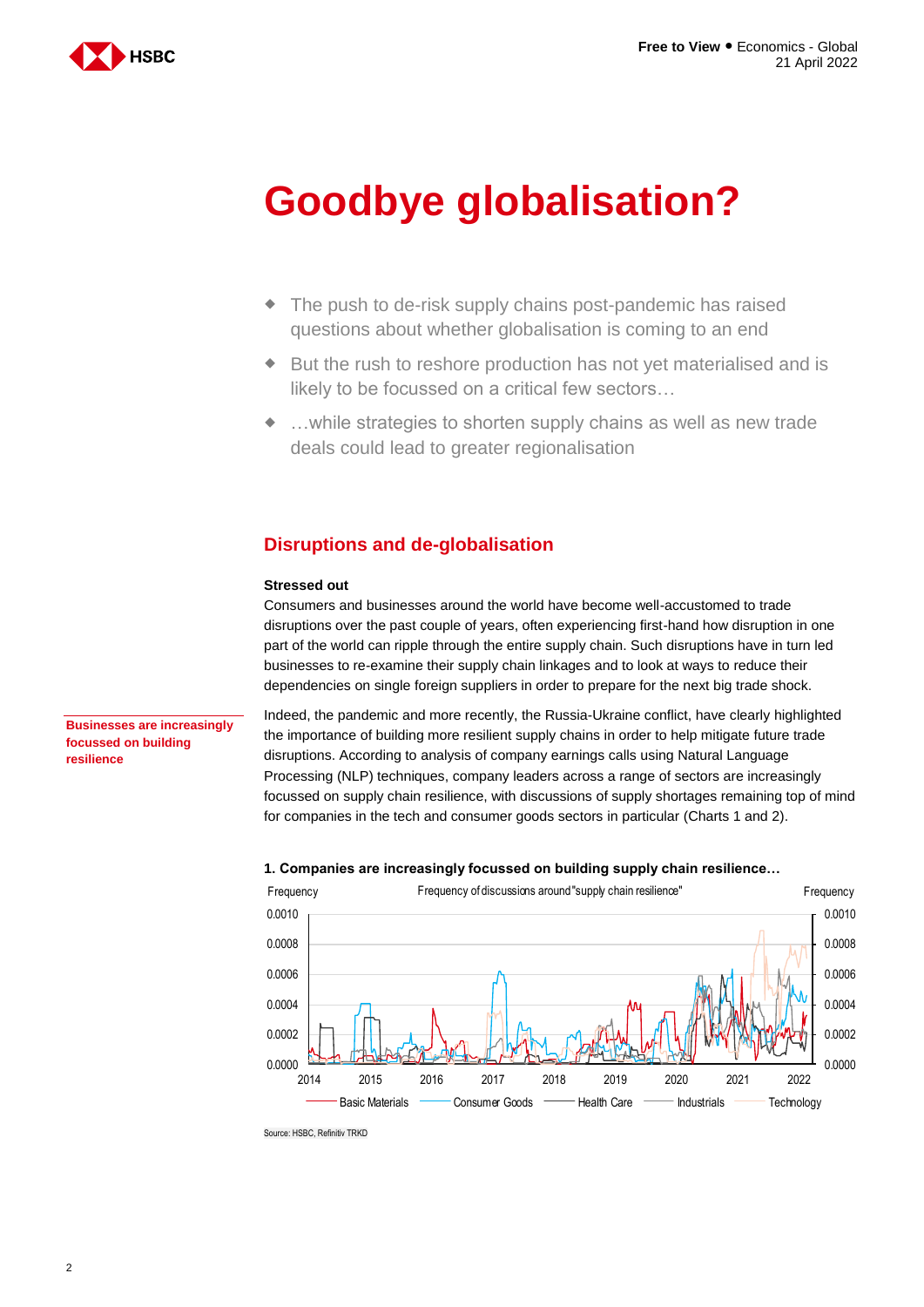# Goodbye globalisation?

- The push to de-risk supply chains post-pandemic has raised questions about whether globalisation is coming to an end
- But the rush to reshore production has not yet materialised and is likely to be focussed on a critical few sectors…
- …while strategies to shorten supply chains as well as new trade deals could lead to greater regionalisation

## Disruptions and de-globalisation

**Stressed out**

Consumers and businesses around the world have become well-accustomed to trade disruptions over the past couple of years, often experiencing first-hand how disruption in one part of the world can ripple through the entire supply chain. Such disruptions have in turn led businesses to re-examine their supply chain linkages and to look at ways to reduce their dependencies on single foreign suppliers in order to prepare for the next big trade shock.

**Businesses are increasingly focussed on building resilience**

Indeed, the pandemic and more recently, the Russia-Ukraine conflict, have clearly highlighted the importance of building more resilient supply chains in order to help mitigate future trade disruptions. According to analysis of company earnings calls using Natural Language Processing (NLP) techniques, company leaders across a range of sectors are increasingly focussed on supply chain resilience, with discussions of supply shortages remaining top of mind for companies in the tech and consumer goods sectors in particular (Charts 1 and 2).

**1. Companies are increasingly focussed on building supply chain resilience…**

Frequency of discussions around "supply chain resilience" (Frequency, 0.0000–0.0010; 2014–2022; series: Basic Materials, Consumer Goods, Health Care, Industrials, Technology)

Source: HSBC, Refinitiv TRKD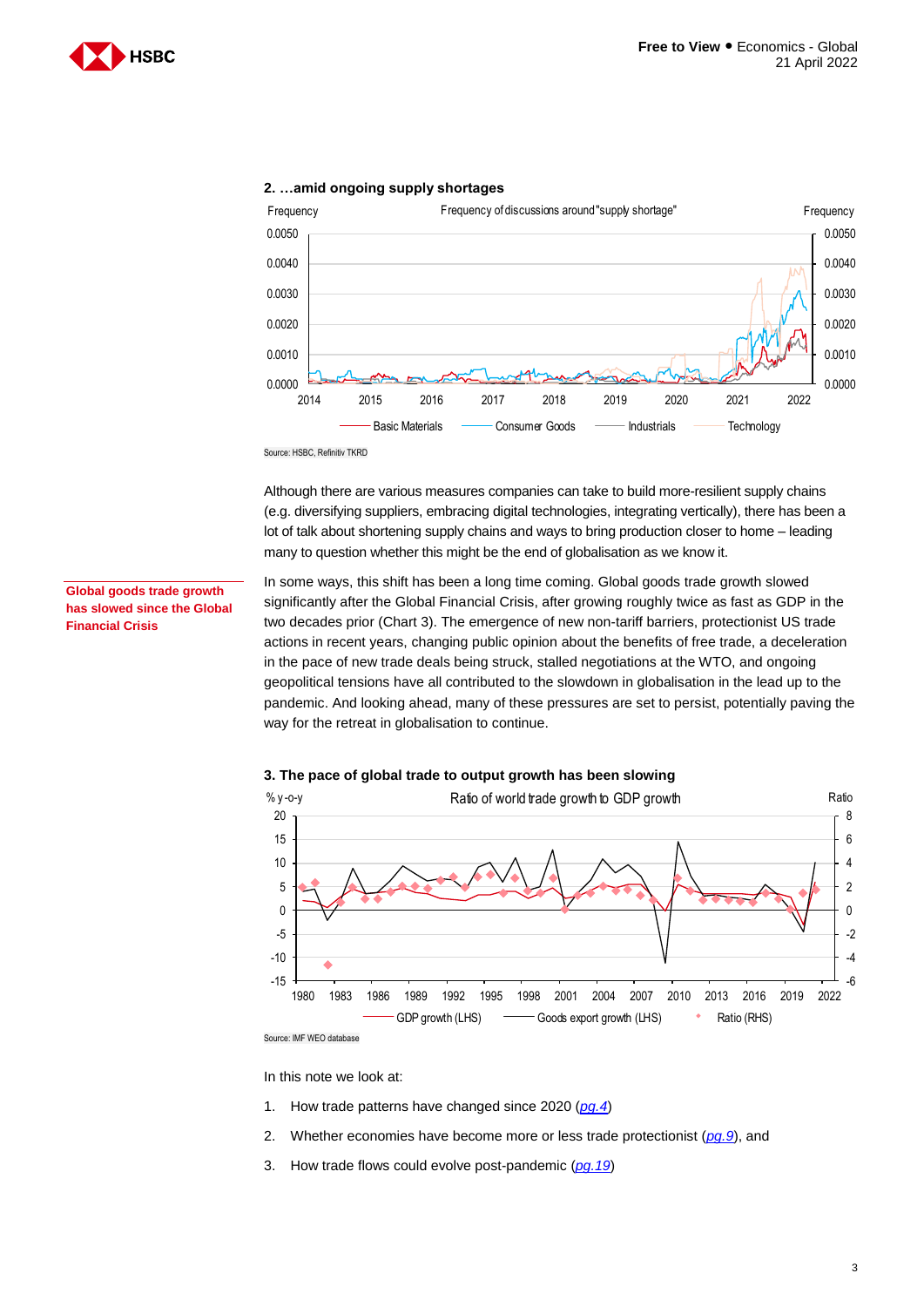**2. …amid ongoing supply shortages**

Source: HSBC, Refinitiv TKRD

Although there are various measures companies can take to build more-resilient supply chains (e.g. diversifying suppliers, embracing digital technologies, integrating vertically), there has been a lot of talk about shortening supply chains and ways to bring production closer to home – leading many to question whether this might be the end of globalisation as we know it.

**Global goods trade growth has slowed since the Global Financial Crisis**

In some ways, this shift has been a long time coming. Global goods trade growth slowed significantly after the Global Financial Crisis, after growing roughly twice as fast as GDP in the two decades prior (Chart 3). The emergence of new non-tariff barriers, protectionist US trade actions in recent years, changing public opinion about the benefits of free trade, a deceleration in the pace of new trade deals being struck, stalled negotiations at the WTO, and ongoing geopolitical tensions have all contributed to the slowdown in globalisation in the lead up to the pandemic. And looking ahead, many of these pressures are set to persist, potentially paving the way for the retreat in globalisation to continue.

**3. The pace of global trade to output growth has been slowing**

Source: IMF WEO database

In this note we look at:

1. How trade patterns have changed since 2020 (*pg.4*)
2. Whether economies have become more or less trade protectionist (*pg.9*), and
3. How trade flows could evolve post-pandemic (*pg.19*)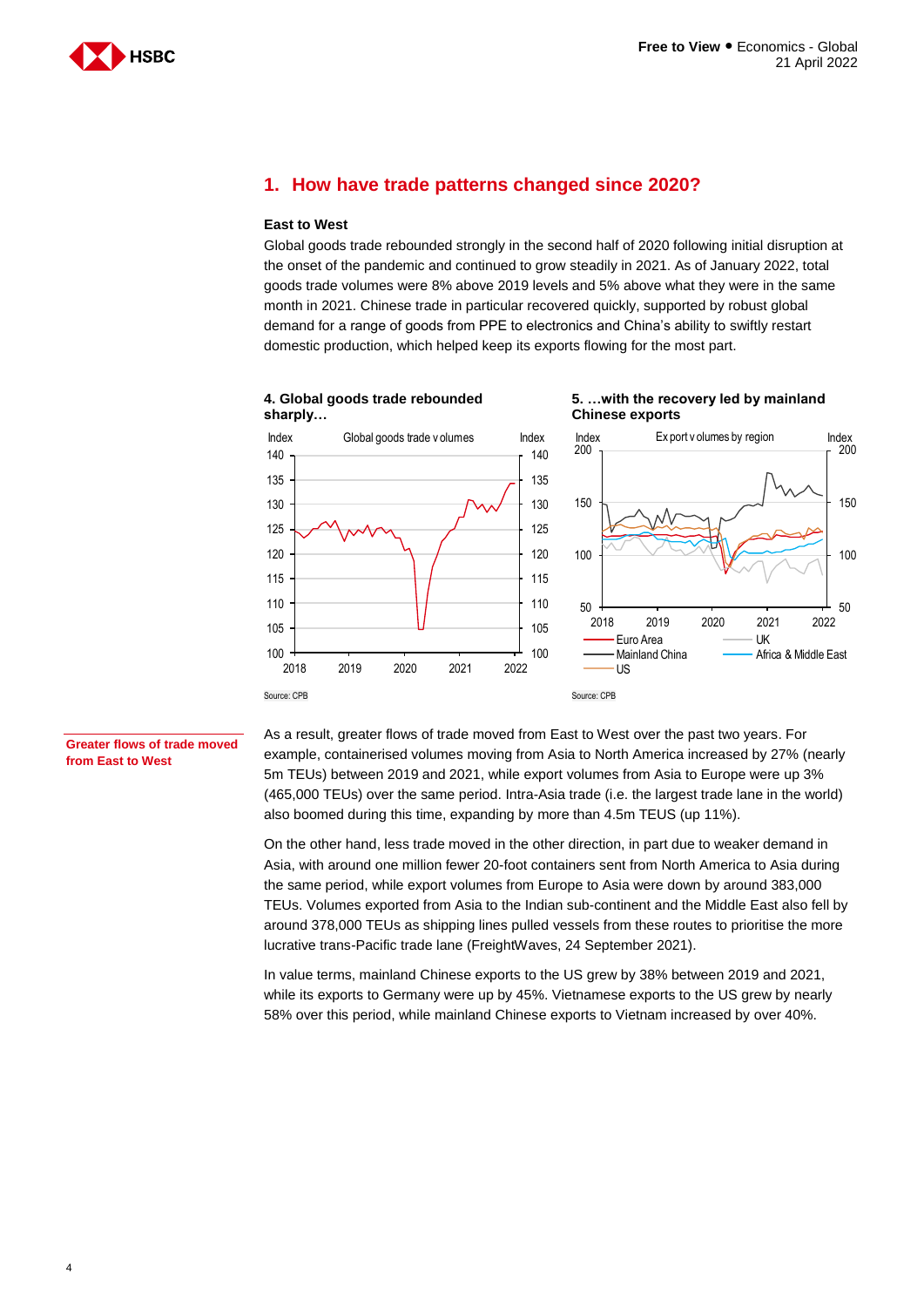## 1. How have trade patterns changed since 2020?

**East to West**

Global goods trade rebounded strongly in the second half of 2020 following initial disruption at the onset of the pandemic and continued to grow steadily in 2021. As of January 2022, total goods trade volumes were 8% above 2019 levels and 5% above what they were in the same month in 2021. Chinese trade in particular recovered quickly, supported by robust global demand for a range of goods from PPE to electronics and China's ability to swiftly restart domestic production, which helped keep its exports flowing for the most part.

**4. Global goods trade rebounded sharply…**

Source: CPB

**5. …with the recovery led by mainland Chinese exports**

Source: CPB

**Greater flows of trade moved from East to West**

As a result, greater flows of trade moved from East to West over the past two years. For example, containerised volumes moving from Asia to North America increased by 27% (nearly 5m TEUs) between 2019 and 2021, while export volumes from Asia to Europe were up 3% (465,000 TEUs) over the same period. Intra-Asia trade (i.e. the largest trade lane in the world) also boomed during this time, expanding by more than 4.5m TEUS (up 11%).

On the other hand, less trade moved in the other direction, in part due to weaker demand in Asia, with around one million fewer 20-foot containers sent from North America to Asia during the same period, while export volumes from Europe to Asia were down by around 383,000 TEUs. Volumes exported from Asia to the Indian sub-continent and the Middle East also fell by around 378,000 TEUs as shipping lines pulled vessels from these routes to prioritise the more lucrative trans-Pacific trade lane (FreightWaves, 24 September 2021).

In value terms, mainland Chinese exports to the US grew by 38% between 2019 and 2021, while its exports to Germany were up by 45%. Vietnamese exports to the US grew by nearly 58% over this period, while mainland Chinese exports to Vietnam increased by over 40%.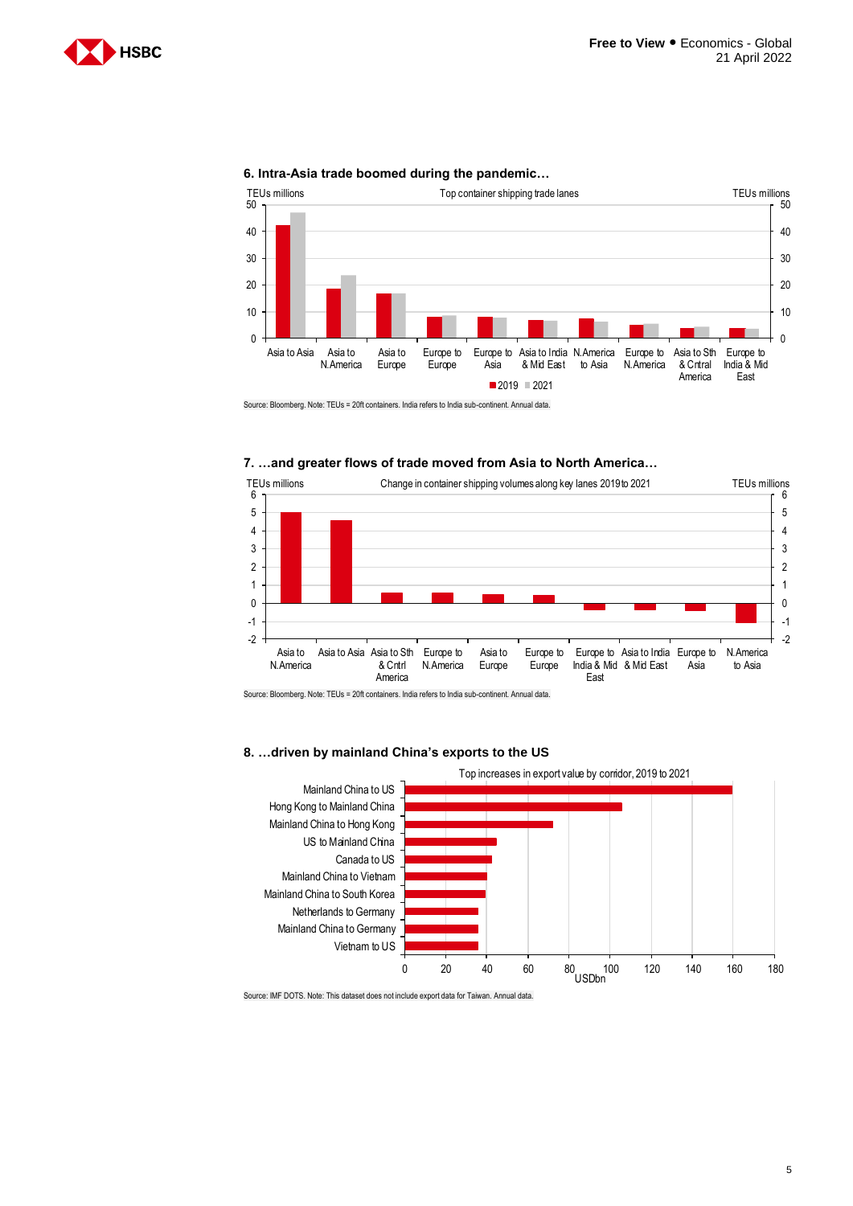### 6. Intra-Asia trade boomed during the pandemic…

TEUs millions — Top container shipping trade lanes — TEUs millions

Asia to Asia; Asia to N.America; Asia to Europe; Europe to Europe; Europe to Asia; Asia to India & Mid East; N.America to Asia; Europe to N.America; Asia to Sth & Cntral America; Europe to India & Mid East

2019 / 2021

Source: Bloomberg. Note: TEUs = 20ft containers. India refers to India sub-continent. Annual data.

### 7. …and greater flows of trade moved from Asia to North America…

TEUs millions — Change in container shipping volumes along key lanes 2019 to 2021 — TEUs millions

Asia to N.America; Asia to Asia; Asia to Sth & Cntrl America; Europe to N.America; Asia to Europe; Europe to Europe; Europe to India & Mid East; Asia to India & Mid East; Europe to Asia; N.America to Asia

Source: Bloomberg. Note: TEUs = 20ft containers. India refers to India sub-continent. Annual data.

### 8. …driven by mainland China's exports to the US

Top increases in export value by corridor, 2019 to 2021

Mainland China to US; Hong Kong to Mainland China; Mainland China to Hong Kong; US to Mainland China; Canada to US; Mainland China to Vietnam; Mainland China to South Korea; Netherlands to Germany; Mainland China to Germany; Vietnam to US

USDbn

Source: IMF DOTS. Note: This dataset does not include export data for Taiwan. Annual data.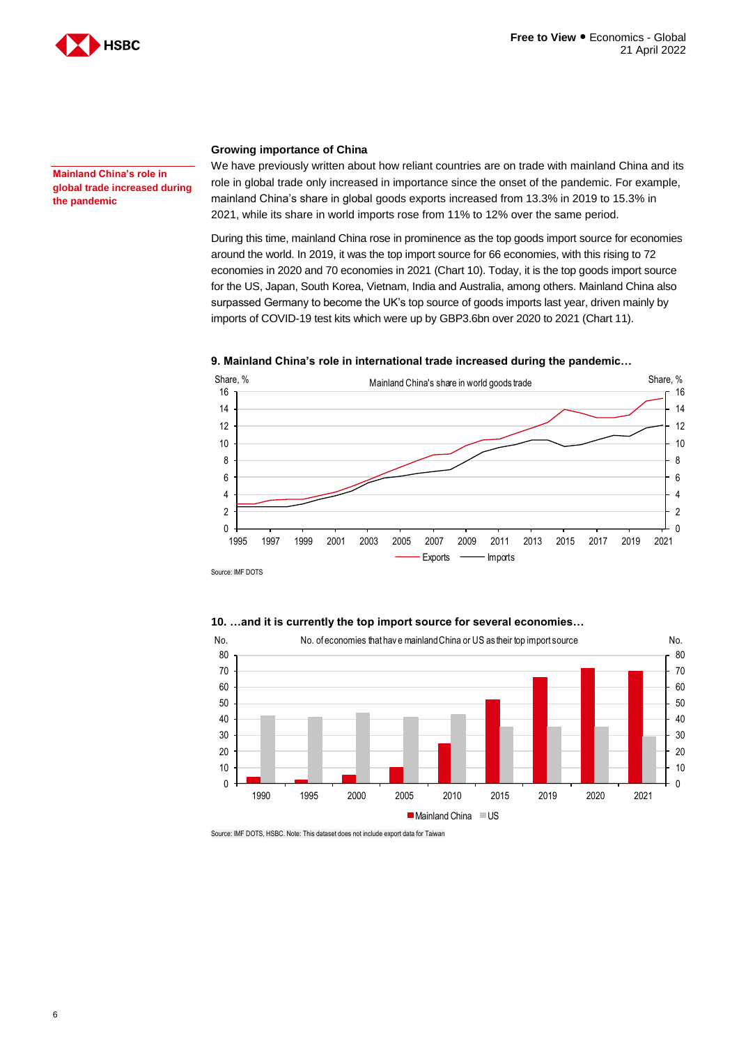Mainland China's role in global trade increased during the pandemic

## Growing importance of China

We have previously written about how reliant countries are on trade with mainland China and its role in global trade only increased in importance since the onset of the pandemic. For example, mainland China's share in global goods exports increased from 13.3% in 2019 to 15.3% in 2021, while its share in world imports rose from 11% to 12% over the same period.

During this time, mainland China rose in prominence as the top goods import source for economies around the world. In 2019, it was the top import source for 66 economies, with this rising to 72 economies in 2020 and 70 economies in 2021 (Chart 10). Today, it is the top goods import source for the US, Japan, South Korea, Vietnam, India and Australia, among others. Mainland China also surpassed Germany to become the UK's top source of goods imports last year, driven mainly by imports of COVID-19 test kits which were up by GBP3.6bn over 2020 to 2021 (Chart 11).

**9. Mainland China's role in international trade increased during the pandemic…**

Source: IMF DOTS

**10. …and it is currently the top import source for several economies…**

Source: IMF DOTS, HSBC. Note: This dataset does not include export data for Taiwan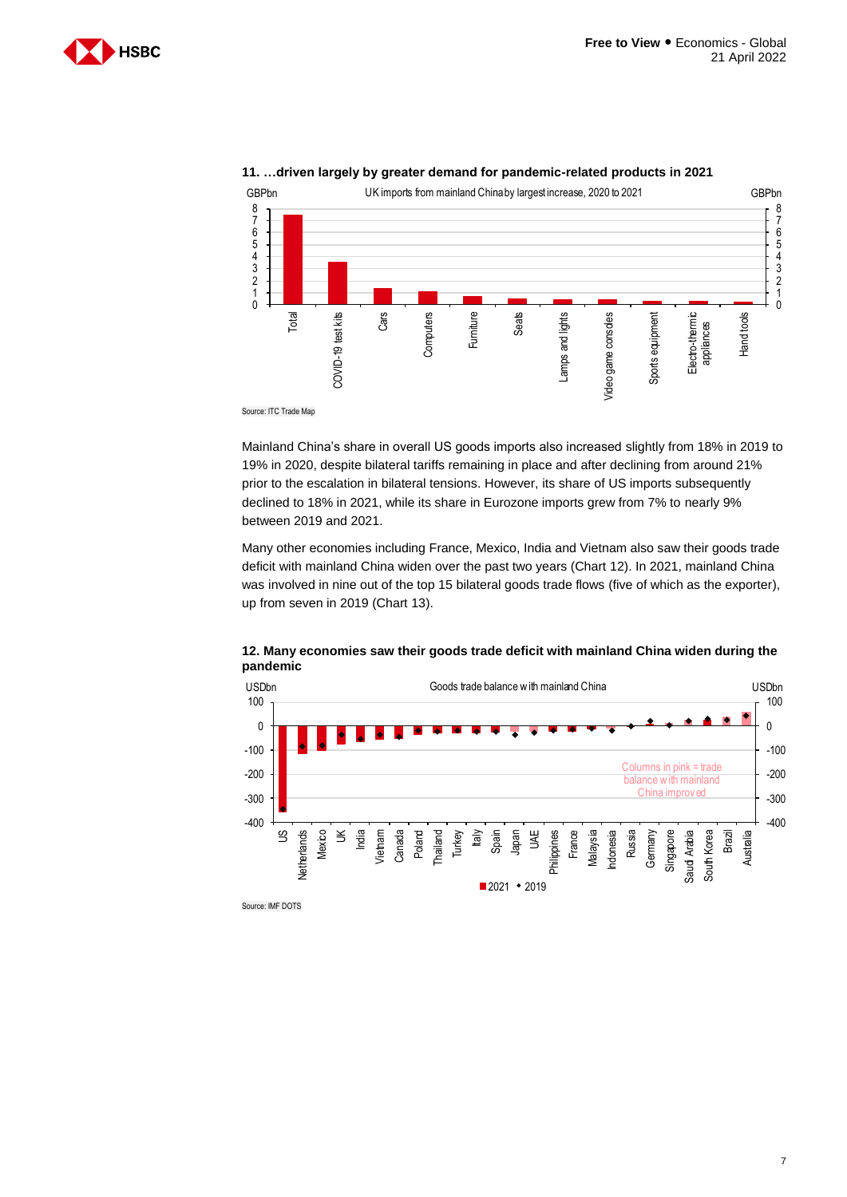**11. …driven largely by greater demand for pandemic-related products in 2021**

GBPbn — UK imports from mainland China by largest increase, 2020 to 2021 — GBPbn

Categories: Total, COVID-19 test kits, Cars, Computers, Furniture, Seats, Lamps and lights, Video game consoles, Sports equipment, Electro-thermic appliances, Hand tools

Source: ITC Trade Map

Mainland China's share in overall US goods imports also increased slightly from 18% in 2019 to 19% in 2020, despite bilateral tariffs remaining in place and after declining from around 21% prior to the escalation in bilateral tensions. However, its share of US imports subsequently declined to 18% in 2021, while its share in Eurozone imports grew from 7% to nearly 9% between 2019 and 2021.

Many other economies including France, Mexico, India and Vietnam also saw their goods trade deficit with mainland China widen over the past two years (Chart 12). In 2021, mainland China was involved in nine out of the top 15 bilateral goods trade flows (five of which as the exporter), up from seven in 2019 (Chart 13).

**12. Many economies saw their goods trade deficit with mainland China widen during the pandemic**

USDbn — Goods trade balance with mainland China — USDbn

Columns in pink = trade balance with mainland China improved

Countries: US, Netherlands, Mexico, UK, India, Vietnam, Canada, Poland, Thailand, Turkey, Italy, Spain, Japan, UAE, Philippines, France, Malaysia, Indonesia, Russia, Germany, Singapore, Saudi Arabia, South Korea, Brazil, Australia

2021 ◆ 2019

Source: IMF DOTS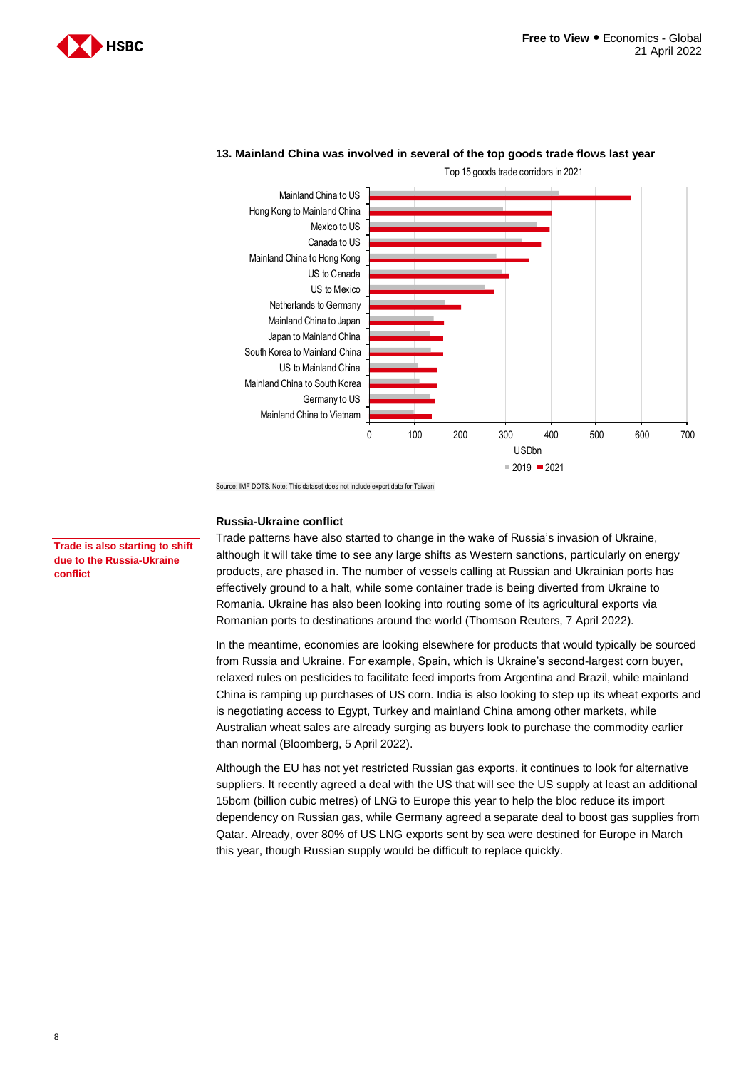**13. Mainland China was involved in several of the top goods trade flows last year**

Top 15 goods trade corridors in 2021

Mainland China to US
Hong Kong to Mainland China
Mexico to US
Canada to US
Mainland China to Hong Kong
US to Canada
US to Mexico
Netherlands to Germany
Mainland China to Japan
Japan to Mainland China
South Korea to Mainland China
US to Mainland China
Mainland China to South Korea
Germany to US
Mainland China to Vietnam

0 100 200 300 400 500 600 700

USDbn

■ 2019 ■ 2021

Source: IMF DOTS. Note: This dataset does not include export data for Taiwan

## Russia-Ukraine conflict

**Trade is also starting to shift due to the Russia-Ukraine conflict**

Trade patterns have also started to change in the wake of Russia's invasion of Ukraine, although it will take time to see any large shifts as Western sanctions, particularly on energy products, are phased in. The number of vessels calling at Russian and Ukrainian ports has effectively ground to a halt, while some container trade is being diverted from Ukraine to Romania. Ukraine has also been looking into routing some of its agricultural exports via Romanian ports to destinations around the world (Thomson Reuters, 7 April 2022).

In the meantime, economies are looking elsewhere for products that would typically be sourced from Russia and Ukraine. For example, Spain, which is Ukraine's second-largest corn buyer, relaxed rules on pesticides to facilitate feed imports from Argentina and Brazil, while mainland China is ramping up purchases of US corn. India is also looking to step up its wheat exports and is negotiating access to Egypt, Turkey and mainland China among other markets, while Australian wheat sales are already surging as buyers look to purchase the commodity earlier than normal (Bloomberg, 5 April 2022).

Although the EU has not yet restricted Russian gas exports, it continues to look for alternative suppliers. It recently agreed a deal with the US that will see the US supply at least an additional 15bcm (billion cubic metres) of LNG to Europe this year to help the bloc reduce its import dependency on Russian gas, while Germany agreed a separate deal to boost gas supplies from Qatar. Already, over 80% of US LNG exports sent by sea were destined for Europe in March this year, though Russian supply would be difficult to replace quickly.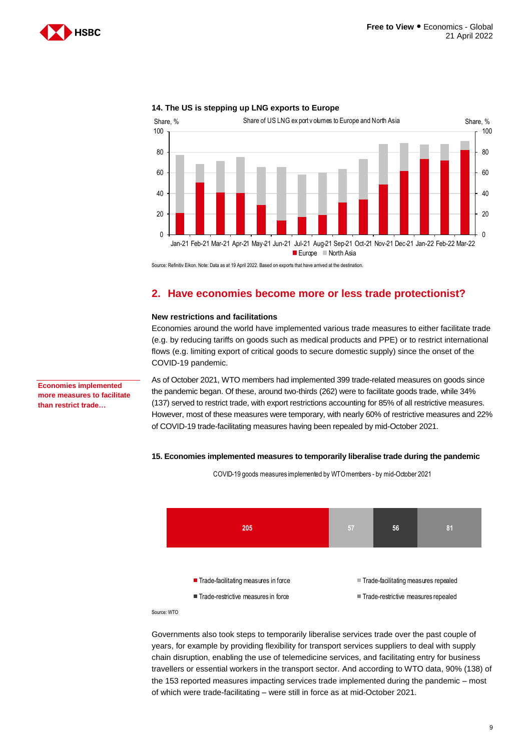**14. The US is stepping up LNG exports to Europe**

Share of US LNG export volumes to Europe and North Asia

Source: Refinitiv Eikon. Note: Data as at 19 April 2022. Based on exports that have arrived at the destination.

## 2. Have economies become more or less trade protectionist?

**New restrictions and facilitations**

Economies around the world have implemented various trade measures to either facilitate trade (e.g. by reducing tariffs on goods such as medical products and PPE) or to restrict international flows (e.g. limiting export of critical goods to secure domestic supply) since the onset of the COVID-19 pandemic.

**Economies implemented more measures to facilitate than restrict trade…**

As of October 2021, WTO members had implemented 399 trade-related measures on goods since the pandemic began. Of these, around two-thirds (262) were to facilitate goods trade, while 34% (137) served to restrict trade, with export restrictions accounting for 85% of all restrictive measures. However, most of these measures were temporary, with nearly 60% of restrictive measures and 22% of COVID-19 trade-facilitating measures having been repealed by mid-October 2021.

**15. Economies implemented measures to temporarily liberalise trade during the pandemic**

COVID-19 goods measures implemented by WTO members - by mid-October 2021

| Trade-facilitating measures in force | Trade-facilitating measures repealed | Trade-restrictive measures in force | Trade-restrictive measures repealed |
| --- | --- | --- | --- |
| 205 | 57 | 56 | 81 |

Source: WTO

Governments also took steps to temporarily liberalise services trade over the past couple of years, for example by providing flexibility for transport services suppliers to deal with supply chain disruption, enabling the use of telemedicine services, and facilitating entry for business travellers or essential workers in the transport sector. And according to WTO data, 90% (138) of the 153 reported measures impacting services trade implemented during the pandemic – most of which were trade-facilitating – were still in force as at mid-October 2021.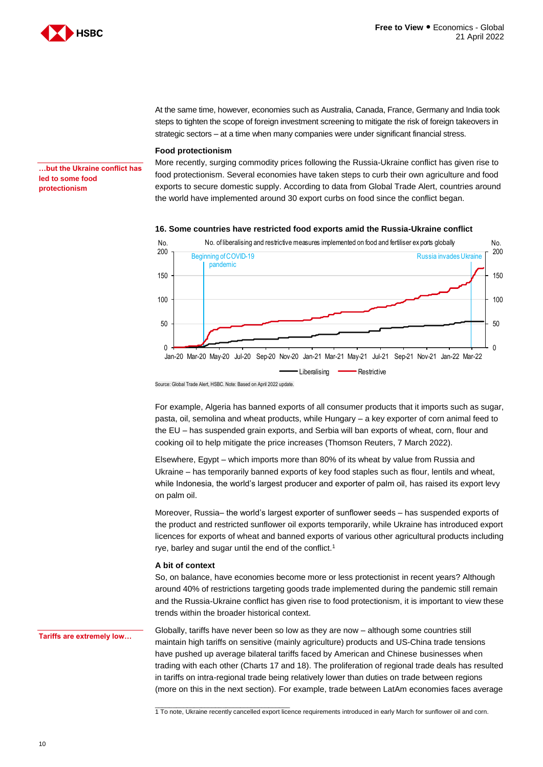At the same time, however, economies such as Australia, Canada, France, Germany and India took steps to tighten the scope of foreign investment screening to mitigate the risk of foreign takeovers in strategic sectors – at a time when many companies were under significant financial stress.

**…but the Ukraine conflict has led to some food protectionism**

### Food protectionism

More recently, surging commodity prices following the Russia-Ukraine conflict has given rise to food protectionism. Several economies have taken steps to curb their own agriculture and food exports to secure domestic supply. According to data from Global Trade Alert, countries around the world have implemented around 30 export curbs on food since the conflict began.

**16. Some countries have restricted food exports amid the Russia-Ukraine conflict**

No. of liberalising and restrictive measures implemented on food and fertiliser exports globally

Source: Global Trade Alert, HSBC. Note: Based on April 2022 update.

For example, Algeria has banned exports of all consumer products that it imports such as sugar, pasta, oil, semolina and wheat products, while Hungary – a key exporter of corn animal feed to the EU – has suspended grain exports, and Serbia will ban exports of wheat, corn, flour and cooking oil to help mitigate the price increases (Thomson Reuters, 7 March 2022).

Elsewhere, Egypt – which imports more than 80% of its wheat by value from Russia and Ukraine – has temporarily banned exports of key food staples such as flour, lentils and wheat, while Indonesia, the world's largest producer and exporter of palm oil, has raised its export levy on palm oil.

Moreover, Russia– the world's largest exporter of sunflower seeds – has suspended exports of the product and restricted sunflower oil exports temporarily, while Ukraine has introduced export licences for exports of wheat and banned exports of various other agricultural products including rye, barley and sugar until the end of the conflict.[1]

### A bit of context

So, on balance, have economies become more or less protectionist in recent years? Although around 40% of restrictions targeting goods trade implemented during the pandemic still remain and the Russia-Ukraine conflict has given rise to food protectionism, it is important to view these trends within the broader historical context.

**Tariffs are extremely low…**

Globally, tariffs have never been so low as they are now – although some countries still maintain high tariffs on sensitive (mainly agriculture) products and US-China trade tensions have pushed up average bilateral tariffs faced by American and Chinese businesses when trading with each other (Charts 17 and 18). The proliferation of regional trade deals has resulted in tariffs on intra-regional trade being relatively lower than duties on trade between regions (more on this in the next section). For example, trade between LatAm economies faces average

[1] To note, Ukraine recently cancelled export licence requirements introduced in early March for sunflower oil and corn.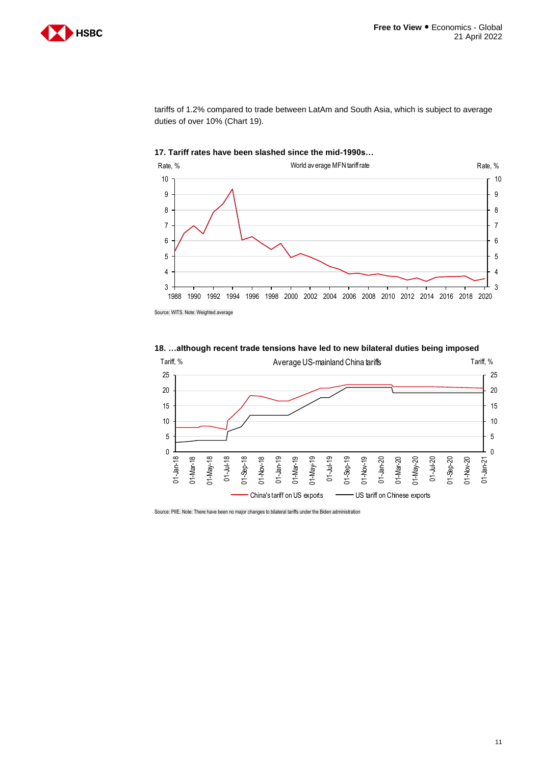tariffs of 1.2% compared to trade between LatAm and South Asia, which is subject to average duties of over 10% (Chart 19).

**17. Tariff rates have been slashed since the mid-1990s…**

Source: WITS. Note: Weighted average

**18. …although recent trade tensions have led to new bilateral duties being imposed**

Source: PIIE. Note: There have been no major changes to bilateral tariffs under the Biden administration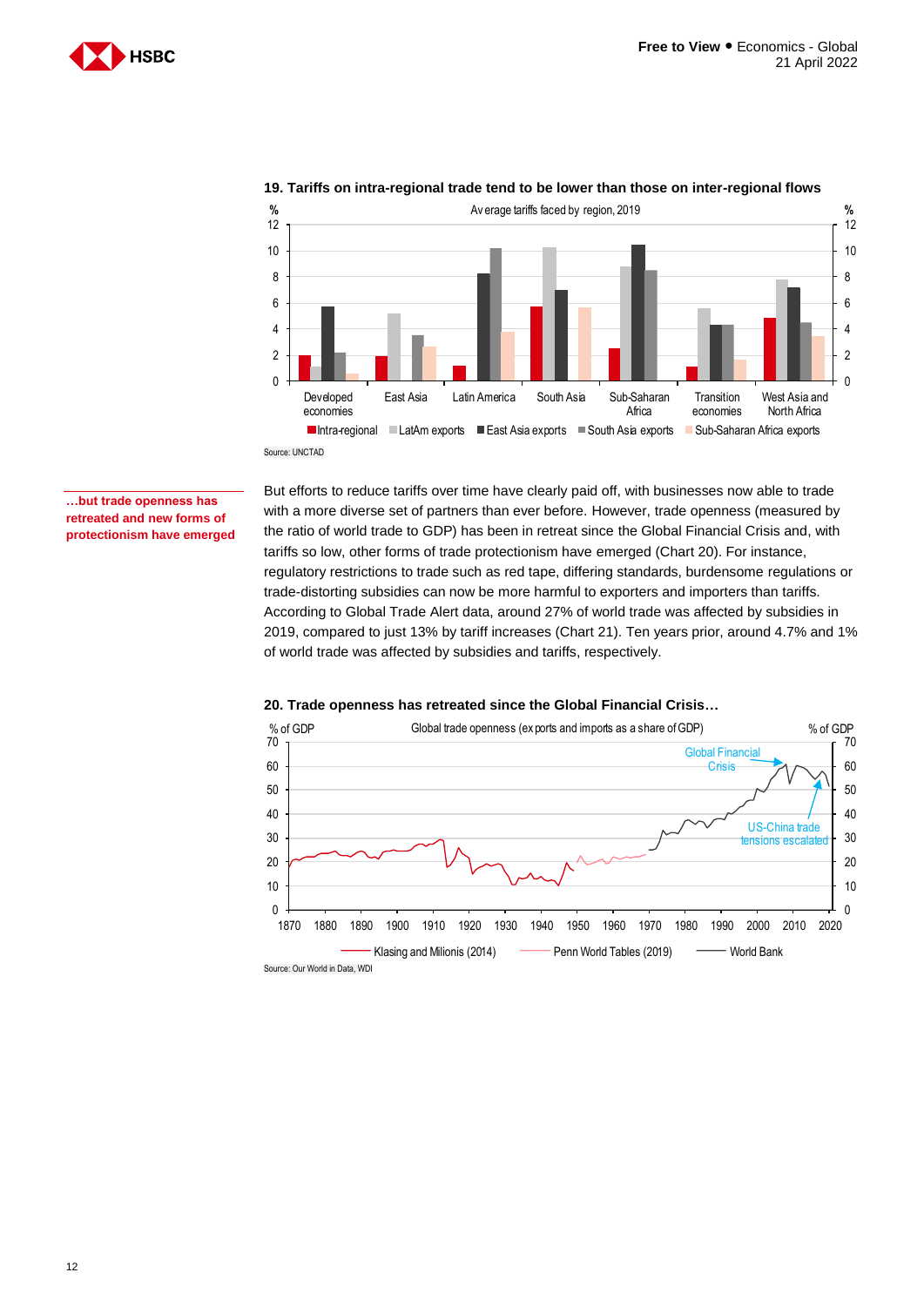**19. Tariffs on intra-regional trade tend to be lower than those on inter-regional flows**

Average tariffs faced by region, 2019

Source: UNCTAD

**…but trade openness has retreated and new forms of protectionism have emerged**

But efforts to reduce tariffs over time have clearly paid off, with businesses now able to trade with a more diverse set of partners than ever before. However, trade openness (measured by the ratio of world trade to GDP) has been in retreat since the Global Financial Crisis and, with tariffs so low, other forms of trade protectionism have emerged (Chart 20). For instance, regulatory restrictions to trade such as red tape, differing standards, burdensome regulations or trade-distorting subsidies can now be more harmful to exporters and importers than tariffs. According to Global Trade Alert data, around 27% of world trade was affected by subsidies in 2019, compared to just 13% by tariff increases (Chart 21). Ten years prior, around 4.7% and 1% of world trade was affected by subsidies and tariffs, respectively.

**20. Trade openness has retreated since the Global Financial Crisis…**

Global trade openness (exports and imports as a share of GDP)

Source: Our World in Data, WDI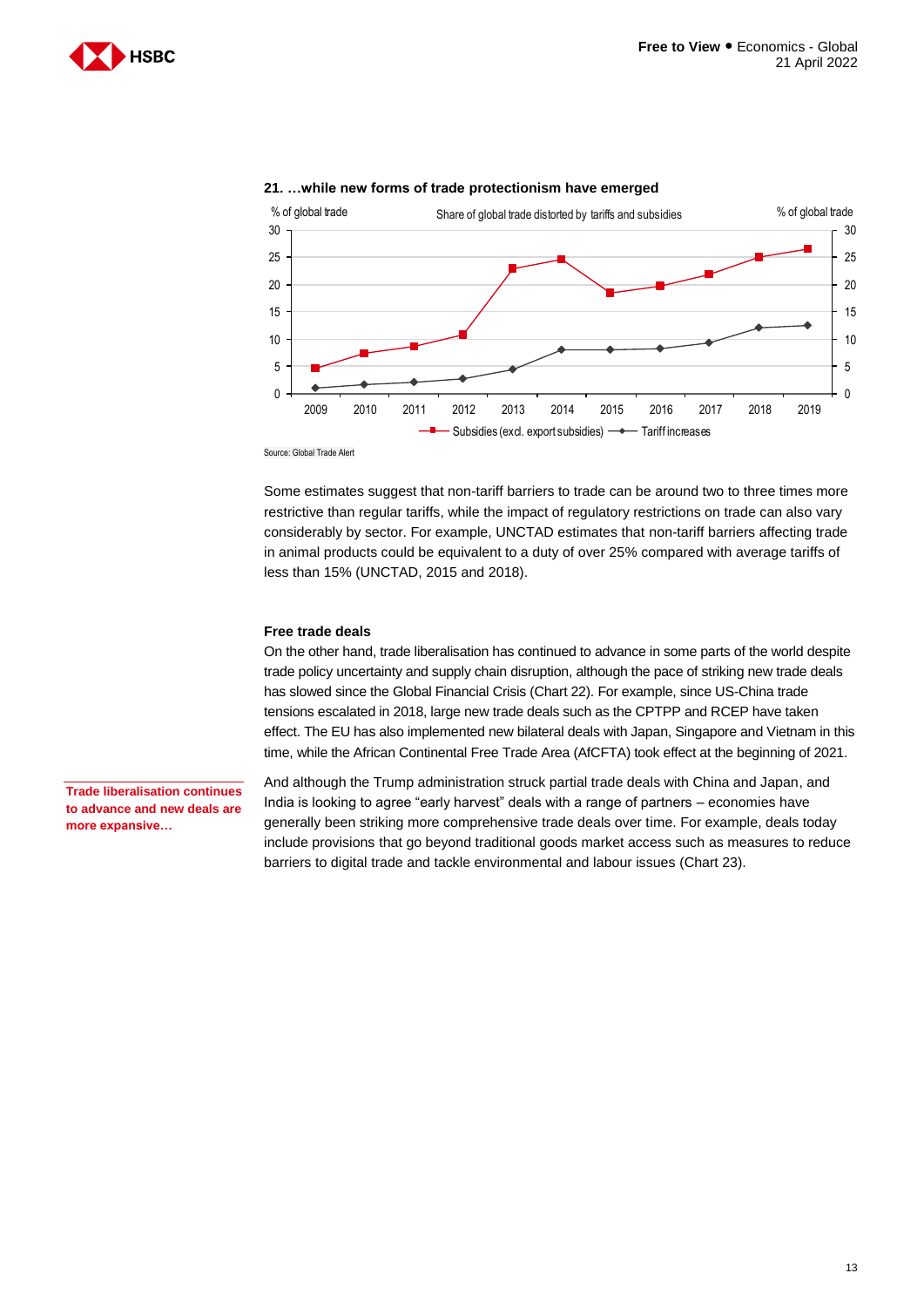**21. …while new forms of trade protectionism have emerged**

Share of global trade distorted by tariffs and subsidies

Source: Global Trade Alert

Some estimates suggest that non-tariff barriers to trade can be around two to three times more restrictive than regular tariffs, while the impact of regulatory restrictions on trade can also vary considerably by sector. For example, UNCTAD estimates that non-tariff barriers affecting trade in animal products could be equivalent to a duty of over 25% compared with average tariffs of less than 15% (UNCTAD, 2015 and 2018).

### Free trade deals

On the other hand, trade liberalisation has continued to advance in some parts of the world despite trade policy uncertainty and supply chain disruption, although the pace of striking new trade deals has slowed since the Global Financial Crisis (Chart 22). For example, since US-China trade tensions escalated in 2018, large new trade deals such as the CPTPP and RCEP have taken effect. The EU has also implemented new bilateral deals with Japan, Singapore and Vietnam in this time, while the African Continental Free Trade Area (AfCFTA) took effect at the beginning of 2021.

**Trade liberalisation continues to advance and new deals are more expansive…**

And although the Trump administration struck partial trade deals with China and Japan, and India is looking to agree "early harvest" deals with a range of partners – economies have generally been striking more comprehensive trade deals over time. For example, deals today include provisions that go beyond traditional goods market access such as measures to reduce barriers to digital trade and tackle environmental and labour issues (Chart 23).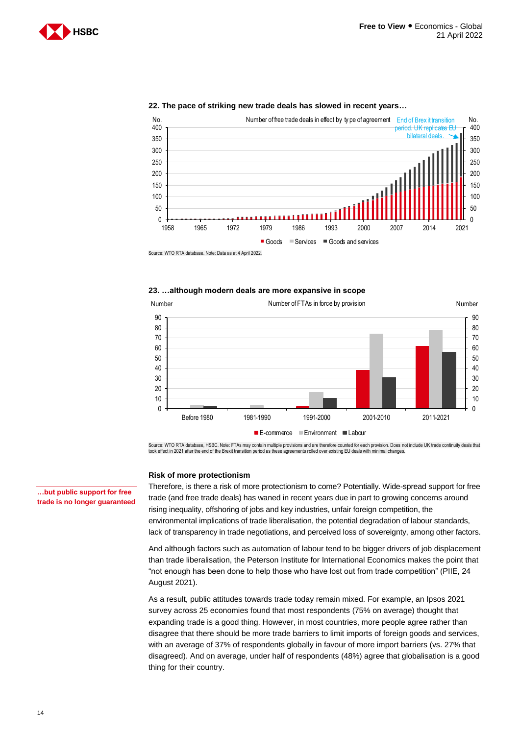**22. The pace of striking new trade deals has slowed in recent years…**

Source: WTO RTA database. Note: Data as at 4 April 2022.

**23. …although modern deals are more expansive in scope**

Source: WTO RTA database, HSBC. Note: FTAs may contain multiple provisions and are therefore counted for each provision. Does not include UK trade continuity deals that took effect in 2021 after the end of the Brexit transition period as these agreements rolled over existing EU deals with minimal changes.

### Risk of more protectionism

**…but public support for free trade is no longer guaranteed**

Therefore, is there a risk of more protectionism to come? Potentially. Wide-spread support for free trade (and free trade deals) has waned in recent years due in part to growing concerns around rising inequality, offshoring of jobs and key industries, unfair foreign competition, the environmental implications of trade liberalisation, the potential degradation of labour standards, lack of transparency in trade negotiations, and perceived loss of sovereignty, among other factors.

And although factors such as automation of labour tend to be bigger drivers of job displacement than trade liberalisation, the Peterson Institute for International Economics makes the point that "not enough has been done to help those who have lost out from trade competition" (PIIE, 24 August 2021).

As a result, public attitudes towards trade today remain mixed. For example, an Ipsos 2021 survey across 25 economies found that most respondents (75% on average) thought that expanding trade is a good thing. However, in most countries, more people agree rather than disagree that there should be more trade barriers to limit imports of foreign goods and services, with an average of 37% of respondents globally in favour of more import barriers (vs. 27% that disagreed). And on average, under half of respondents (48%) agree that globalisation is a good thing for their country.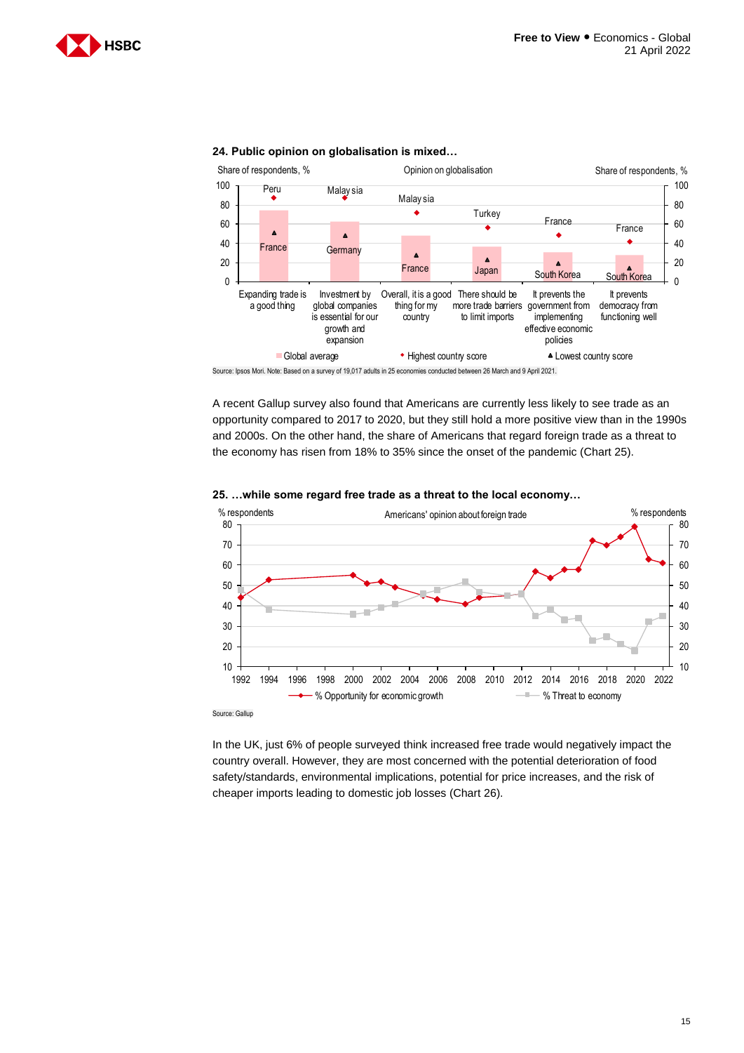**24. Public opinion on globalisation is mixed…**

Source: Ipsos Mori. Note: Based on a survey of 19,017 adults in 25 economies conducted between 26 March and 9 April 2021.

A recent Gallup survey also found that Americans are currently less likely to see trade as an opportunity compared to 2017 to 2020, but they still hold a more positive view than in the 1990s and 2000s. On the other hand, the share of Americans that regard foreign trade as a threat to the economy has risen from 18% to 35% since the onset of the pandemic (Chart 25).

**25. …while some regard free trade as a threat to the local economy…**

Source: Gallup

In the UK, just 6% of people surveyed think increased free trade would negatively impact the country overall. However, they are most concerned with the potential deterioration of food safety/standards, environmental implications, potential for price increases, and the risk of cheaper imports leading to domestic job losses (Chart 26).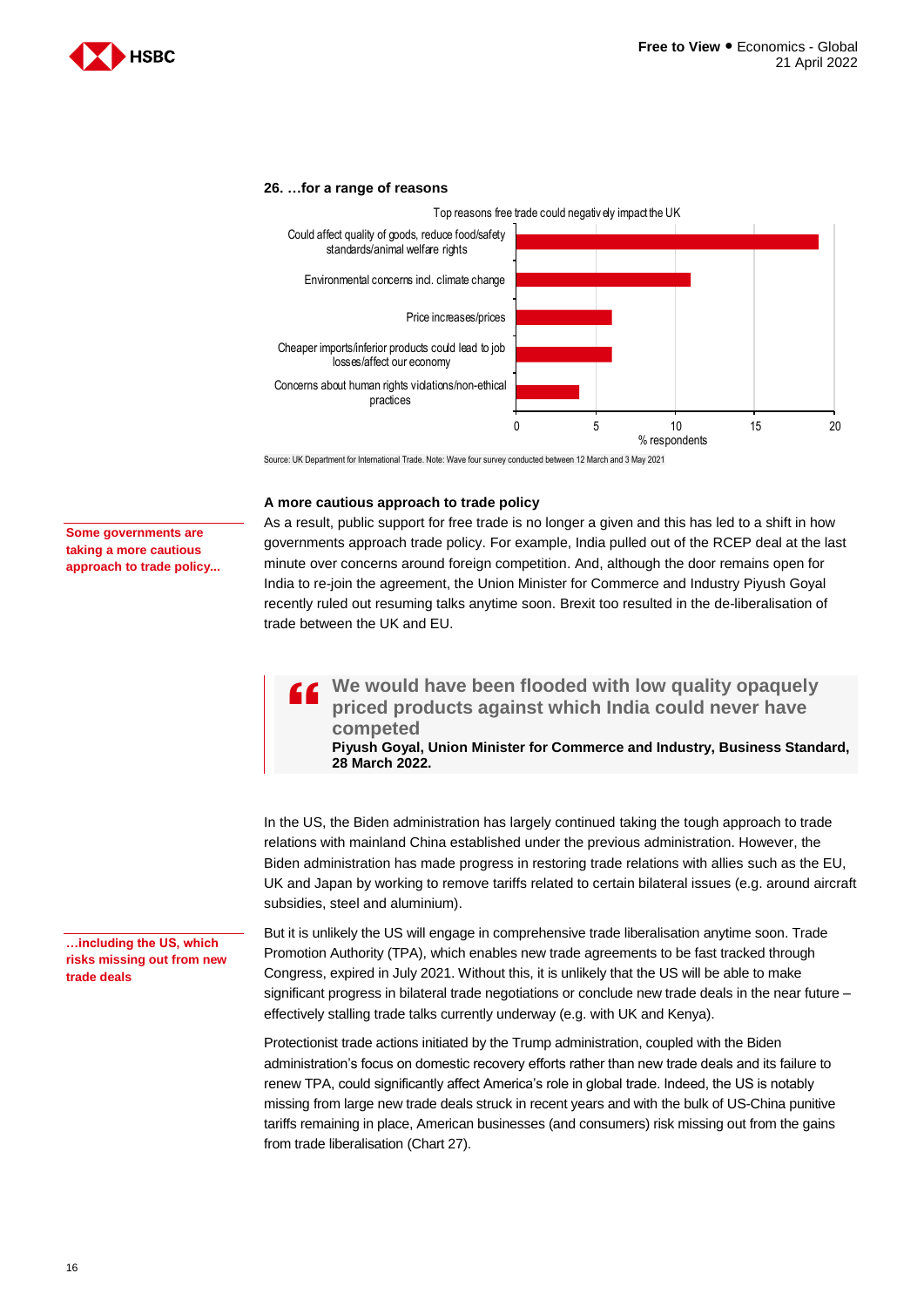**26. …for a range of reasons**

Top reasons free trade could negatively impact the UK

| Reason | % respondents |
|---|---|
| Could affect quality of goods, reduce food/safety standards/animal welfare rights | 19 |
| Environmental concerns incl. climate change | 11 |
| Price increases/prices | 6 |
| Cheaper imports/inferior products could lead to job losses/affect our economy | 6 |
| Concerns about human rights violations/non-ethical practices | 4 |

Source: UK Department for International Trade. Note: Wave four survey conducted between 12 March and 3 May 2021

### A more cautious approach to trade policy

**Some governments are taking a more cautious approach to trade policy...**

As a result, public support for free trade is no longer a given and this has led to a shift in how governments approach trade policy. For example, India pulled out of the RCEP deal at the last minute over concerns around foreign competition. And, although the door remains open for India to re-join the agreement, the Union Minister for Commerce and Industry Piyush Goyal recently ruled out resuming talks anytime soon. Brexit too resulted in the de-liberalisation of trade between the UK and EU.

> **"We would have been flooded with low quality opaquely priced products against which India could never have competed**
>
> **Piyush Goyal, Union Minister for Commerce and Industry, Business Standard, 28 March 2022.**

In the US, the Biden administration has largely continued taking the tough approach to trade relations with mainland China established under the previous administration. However, the Biden administration has made progress in restoring trade relations with allies such as the EU, UK and Japan by working to remove tariffs related to certain bilateral issues (e.g. around aircraft subsidies, steel and aluminium).

**…including the US, which risks missing out from new trade deals**

But it is unlikely the US will engage in comprehensive trade liberalisation anytime soon. Trade Promotion Authority (TPA), which enables new trade agreements to be fast tracked through Congress, expired in July 2021. Without this, it is unlikely that the US will be able to make significant progress in bilateral trade negotiations or conclude new trade deals in the near future – effectively stalling trade talks currently underway (e.g. with UK and Kenya).

Protectionist trade actions initiated by the Trump administration, coupled with the Biden administration's focus on domestic recovery efforts rather than new trade deals and its failure to renew TPA, could significantly affect America's role in global trade. Indeed, the US is notably missing from large new trade deals struck in recent years and with the bulk of US-China punitive tariffs remaining in place, American businesses (and consumers) risk missing out from the gains from trade liberalisation (Chart 27).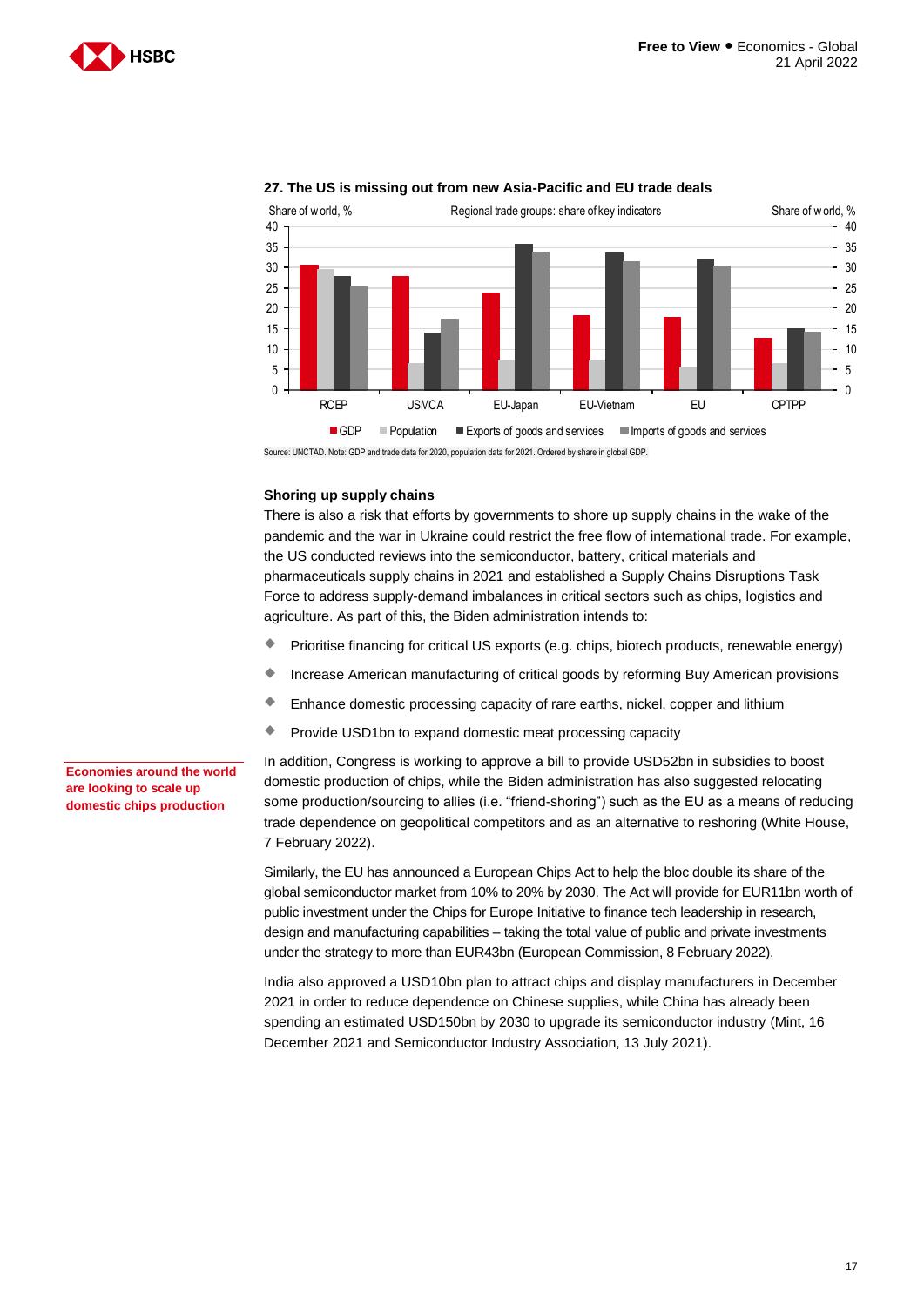**27. The US is missing out from new Asia-Pacific and EU trade deals**

Source: UNCTAD. Note: GDP and trade data for 2020, population data for 2021. Ordered by share in global GDP.

### Shoring up supply chains

There is also a risk that efforts by governments to shore up supply chains in the wake of the pandemic and the war in Ukraine could restrict the free flow of international trade. For example, the US conducted reviews into the semiconductor, battery, critical materials and pharmaceuticals supply chains in 2021 and established a Supply Chains Disruptions Task Force to address supply-demand imbalances in critical sectors such as chips, logistics and agriculture. As part of this, the Biden administration intends to:

- Prioritise financing for critical US exports (e.g. chips, biotech products, renewable energy)
- Increase American manufacturing of critical goods by reforming Buy American provisions
- Enhance domestic processing capacity of rare earths, nickel, copper and lithium
- Provide USD1bn to expand domestic meat processing capacity

**Economies around the world are looking to scale up domestic chips production**

In addition, Congress is working to approve a bill to provide USD52bn in subsidies to boost domestic production of chips, while the Biden administration has also suggested relocating some production/sourcing to allies (i.e. "friend-shoring") such as the EU as a means of reducing trade dependence on geopolitical competitors and as an alternative to reshoring (White House, 7 February 2022).

Similarly, the EU has announced a European Chips Act to help the bloc double its share of the global semiconductor market from 10% to 20% by 2030. The Act will provide for EUR11bn worth of public investment under the Chips for Europe Initiative to finance tech leadership in research, design and manufacturing capabilities – taking the total value of public and private investments under the strategy to more than EUR43bn (European Commission, 8 February 2022).

India also approved a USD10bn plan to attract chips and display manufacturers in December 2021 in order to reduce dependence on Chinese supplies, while China has already been spending an estimated USD150bn by 2030 to upgrade its semiconductor industry (Mint, 16 December 2021 and Semiconductor Industry Association, 13 July 2021).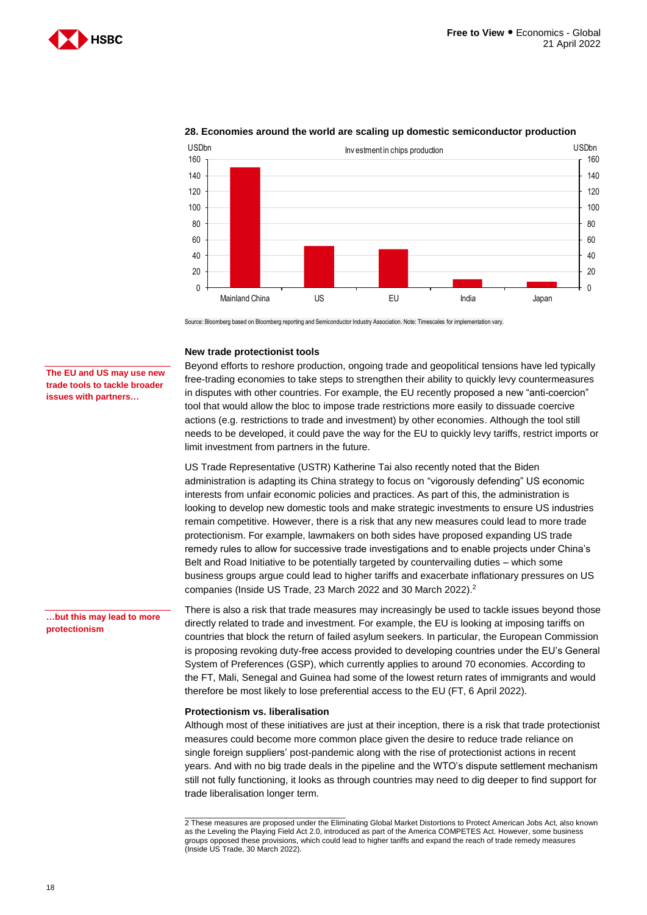**28. Economies around the world are scaling up domestic semiconductor production**

Source: Bloomberg based on Bloomberg reporting and Semiconductor Industry Association. Note: Timescales for implementation vary.

### New trade protectionist tools

**The EU and US may use new trade tools to tackle broader issues with partners…**

Beyond efforts to reshore production, ongoing trade and geopolitical tensions have led typically free-trading economies to take steps to strengthen their ability to quickly levy countermeasures in disputes with other countries. For example, the EU recently proposed a new "anti-coercion" tool that would allow the bloc to impose trade restrictions more easily to dissuade coercive actions (e.g. restrictions to trade and investment) by other economies. Although the tool still needs to be developed, it could pave the way for the EU to quickly levy tariffs, restrict imports or limit investment from partners in the future.

US Trade Representative (USTR) Katherine Tai also recently noted that the Biden administration is adapting its China strategy to focus on "vigorously defending" US economic interests from unfair economic policies and practices. As part of this, the administration is looking to develop new domestic tools and make strategic investments to ensure US industries remain competitive. However, there is a risk that any new measures could lead to more trade protectionism. For example, lawmakers on both sides have proposed expanding US trade remedy rules to allow for successive trade investigations and to enable projects under China's Belt and Road Initiative to be potentially targeted by countervailing duties – which some business groups argue could lead to higher tariffs and exacerbate inflationary pressures on US companies (Inside US Trade, 23 March 2022 and 30 March 2022).[2]

**…but this may lead to more protectionism**

There is also a risk that trade measures may increasingly be used to tackle issues beyond those directly related to trade and investment. For example, the EU is looking at imposing tariffs on countries that block the return of failed asylum seekers. In particular, the European Commission is proposing revoking duty-free access provided to developing countries under the EU's General System of Preferences (GSP), which currently applies to around 70 economies. According to the FT, Mali, Senegal and Guinea had some of the lowest return rates of immigrants and would therefore be most likely to lose preferential access to the EU (FT, 6 April 2022).

### Protectionism vs. liberalisation

Although most of these initiatives are just at their inception, there is a risk that trade protectionist measures could become more common place given the desire to reduce trade reliance on single foreign suppliers' post-pandemic along with the rise of protectionist actions in recent years. And with no big trade deals in the pipeline and the WTO's dispute settlement mechanism still not fully functioning, it looks as through countries may need to dig deeper to find support for trade liberalisation longer term.

---

2 These measures are proposed under the Eliminating Global Market Distortions to Protect American Jobs Act, also known as the Leveling the Playing Field Act 2.0, introduced as part of the America COMPETES Act. However, some business groups opposed these provisions, which could lead to higher tariffs and expand the reach of trade remedy measures (Inside US Trade, 30 March 2022).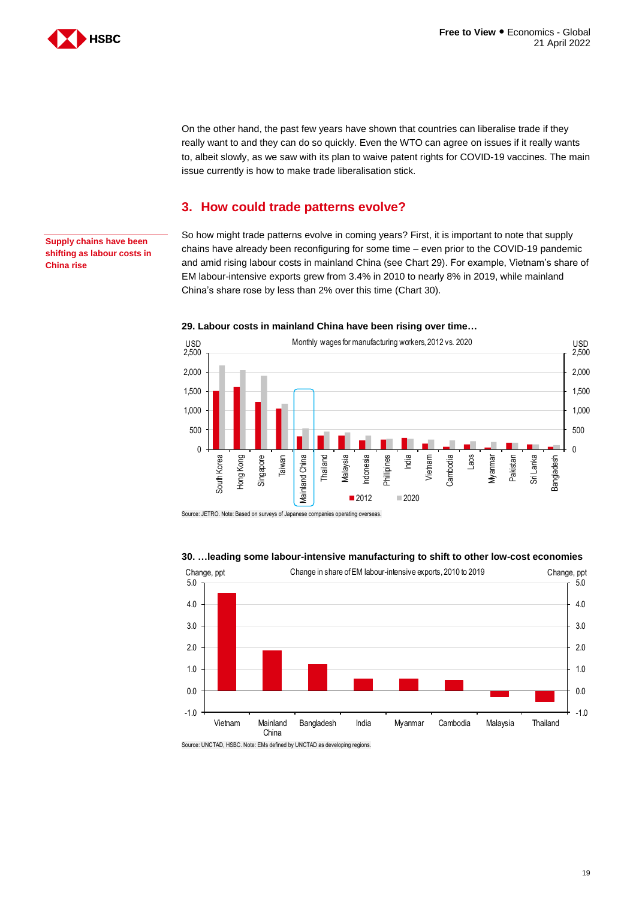On the other hand, the past few years have shown that countries can liberalise trade if they really want to and they can do so quickly. Even the WTO can agree on issues if it really wants to, albeit slowly, as we saw with its plan to waive patent rights for COVID-19 vaccines. The main issue currently is how to make trade liberalisation stick.

## 3. How could trade patterns evolve?

**Supply chains have been shifting as labour costs in China rise**

So how might trade patterns evolve in coming years? First, it is important to note that supply chains have already been reconfiguring for some time – even prior to the COVID-19 pandemic and amid rising labour costs in mainland China (see Chart 29). For example, Vietnam's share of EM labour-intensive exports grew from 3.4% in 2010 to nearly 8% in 2019, while mainland China's share rose by less than 2% over this time (Chart 30).

**29. Labour costs in mainland China have been rising over time…**

Monthly wages for manufacturing workers, 2012 vs. 2020 (USD)

Source: JETRO. Note: Based on surveys of Japanese companies operating overseas.

**30. …leading some labour-intensive manufacturing to shift to other low-cost economies**

Change in share of EM labour-intensive exports, 2010 to 2019 (Change, ppt)

Source: UNCTAD, HSBC. Note: EMs defined by UNCTAD as developing regions.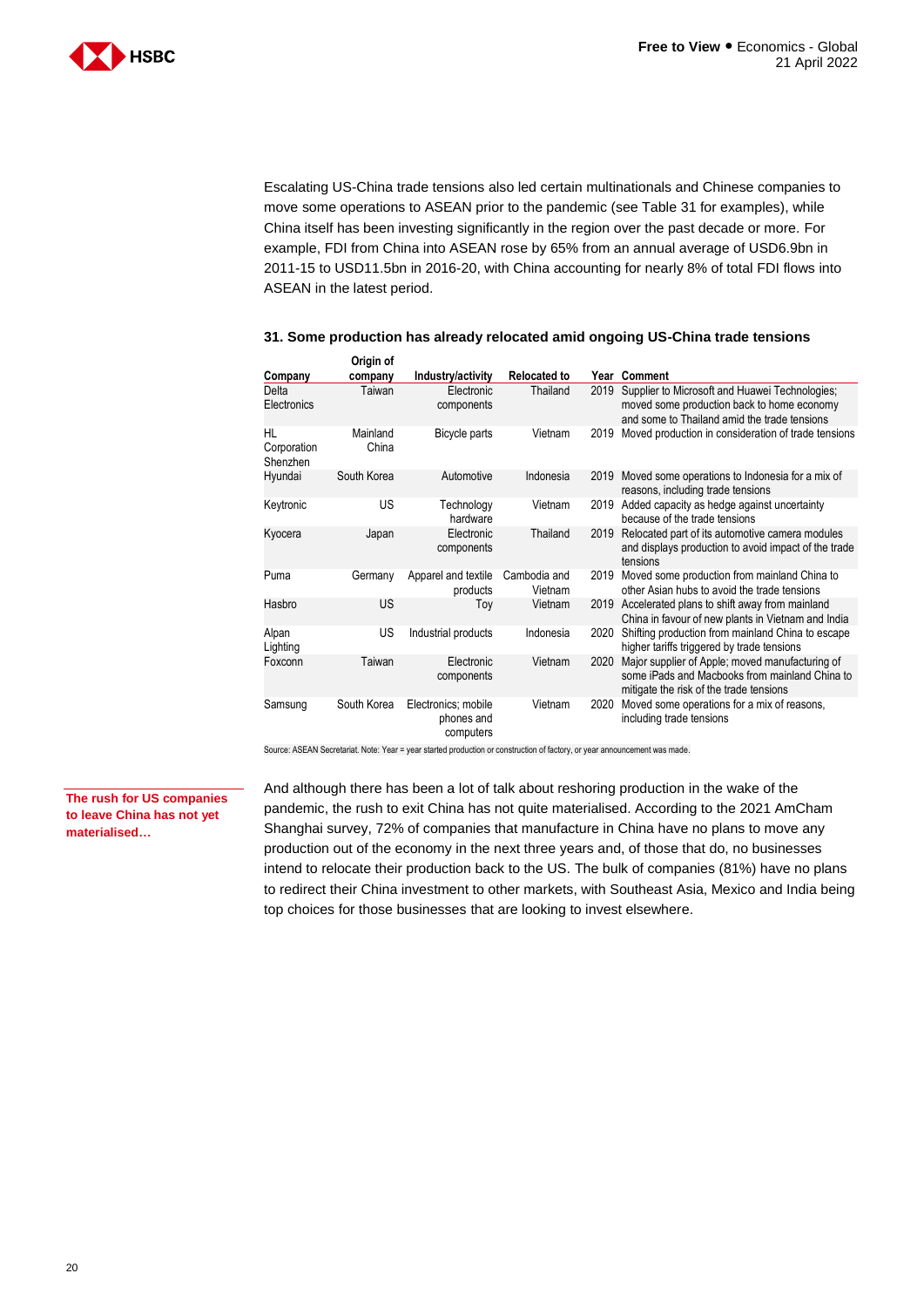Escalating US-China trade tensions also led certain multinationals and Chinese companies to move some operations to ASEAN prior to the pandemic (see Table 31 for examples), while China itself has been investing significantly in the region over the past decade or more. For example, FDI from China into ASEAN rose by 65% from an annual average of USD6.9bn in 2011-15 to USD11.5bn in 2016-20, with China accounting for nearly 8% of total FDI flows into ASEAN in the latest period.

**31. Some production has already relocated amid ongoing US-China trade tensions**

| Company | Origin of company | Industry/activity | Relocated to | Year | Comment |
|---|---|---|---|---|---|
| Delta Electronics | Taiwan | Electronic components | Thailand | 2019 | Supplier to Microsoft and Huawei Technologies; moved some production back to home economy and some to Thailand amid the trade tensions |
| HL Corporation Shenzhen | Mainland China | Bicycle parts | Vietnam | 2019 | Moved production in consideration of trade tensions |
| Hyundai | South Korea | Automotive | Indonesia | 2019 | Moved some operations to Indonesia for a mix of reasons, including trade tensions |
| Keytronic | US | Technology hardware | Vietnam | 2019 | Added capacity as hedge against uncertainty because of the trade tensions |
| Kyocera | Japan | Electronic components | Thailand | 2019 | Relocated part of its automotive camera modules and displays production to avoid impact of the trade tensions |
| Puma | Germany | Apparel and textile products | Cambodia and Vietnam | 2019 | Moved some production from mainland China to other Asian hubs to avoid the trade tensions |
| Hasbro | US | Toy | Vietnam | 2019 | Accelerated plans to shift away from mainland China in favour of new plants in Vietnam and India |
| Alpan Lighting | US | Industrial products | Indonesia | 2020 | Shifting production from mainland China to escape higher tariffs triggered by trade tensions |
| Foxconn | Taiwan | Electronic components | Vietnam | 2020 | Major supplier of Apple; moved manufacturing of some iPads and Macbooks from mainland China to mitigate the risk of the trade tensions |
| Samsung | South Korea | Electronics; mobile phones and computers | Vietnam | 2020 | Moved some operations for a mix of reasons, including trade tensions |

Source: ASEAN Secretariat. Note: Year = year started production or construction of factory, or year announcement was made.

**The rush for US companies to leave China has not yet materialised…**

And although there has been a lot of talk about reshoring production in the wake of the pandemic, the rush to exit China has not quite materialised. According to the 2021 AmCham Shanghai survey, 72% of companies that manufacture in China have no plans to move any production out of the economy in the next three years and, of those that do, no businesses intend to relocate their production back to the US. The bulk of companies (81%) have no plans to redirect their China investment to other markets, with Southeast Asia, Mexico and India being top choices for those businesses that are looking to invest elsewhere.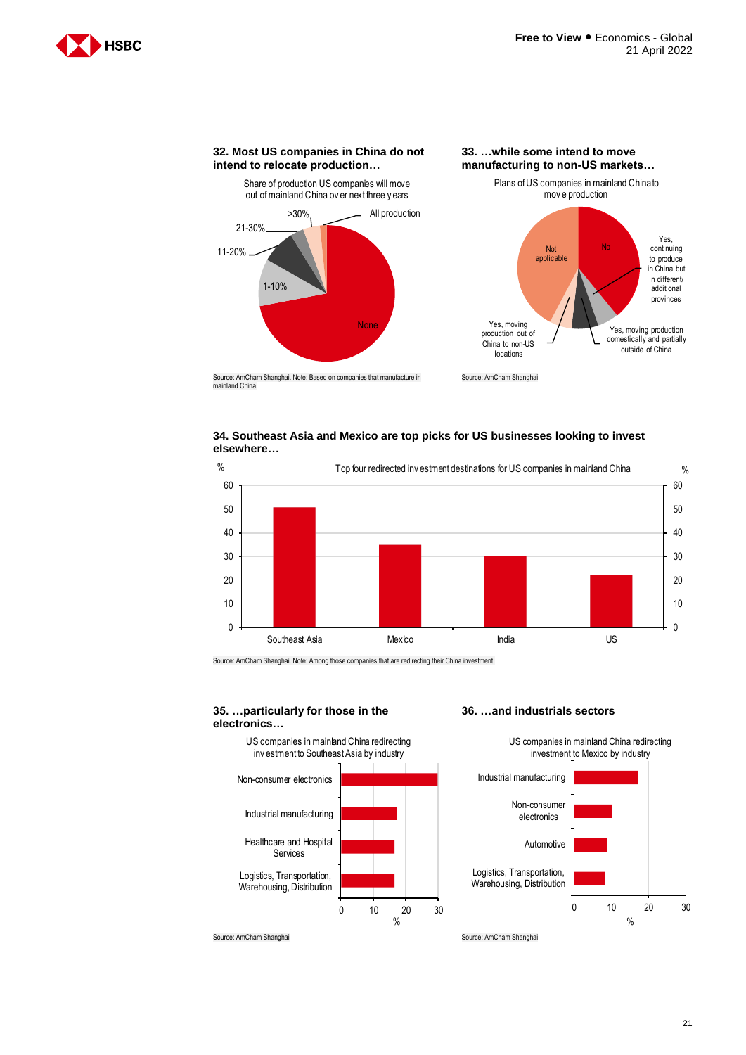### 32. Most US companies in China do not intend to relocate production…

Share of production US companies will move out of mainland China over next three years

None; 1-10%; 11-20%; 21-30%; >30%; All production

Source: AmCham Shanghai. Note: Based on companies that manufacture in mainland China.

### 33. …while some intend to move manufacturing to non-US markets…

Plans of US companies in mainland China to move production

No; Yes, continuing to produce in China but in different/ additional provinces; Yes, moving production domestically and partially outside of China; Yes, moving production out of China to non-US locations; Not applicable

Source: AmCham Shanghai

### 34. Southeast Asia and Mexico are top picks for US businesses looking to invest elsewhere…

Top four redirected investment destinations for US companies in mainland China (%)

Southeast Asia; Mexico; India; US

Source: AmCham Shanghai. Note: Among those companies that are redirecting their China investment.

### 35. …particularly for those in the electronics…

US companies in mainland China redirecting investment to Southeast Asia by industry (%)

Non-consumer electronics; Industrial manufacturing; Healthcare and Hospital Services; Logistics, Transportation, Warehousing, Distribution

Source: AmCham Shanghai

### 36. …and industrials sectors

US companies in mainland China redirecting investment to Mexico by industry (%)

Industrial manufacturing; Non-consumer electronics; Automotive; Logistics, Transportation, Warehousing, Distribution

Source: AmCham Shanghai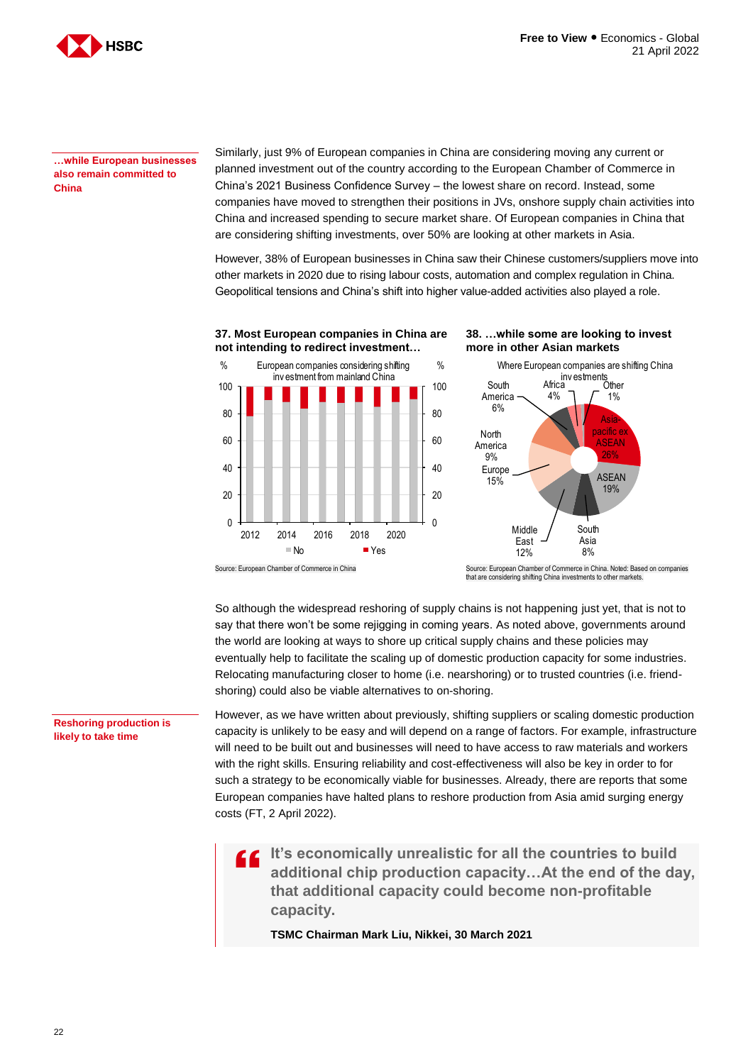**…while European businesses also remain committed to China**

Similarly, just 9% of European companies in China are considering moving any current or planned investment out of the country according to the European Chamber of Commerce in China's 2021 Business Confidence Survey – the lowest share on record. Instead, some companies have moved to strengthen their positions in JVs, onshore supply chain activities into China and increased spending to secure market share. Of European companies in China that are considering shifting investments, over 50% are looking at other markets in Asia.

However, 38% of European businesses in China saw their Chinese customers/suppliers move into other markets in 2020 due to rising labour costs, automation and complex regulation in China. Geopolitical tensions and China's shift into higher value-added activities also played a role.

**37. Most European companies in China are not intending to redirect investment…**

European companies considering shifting investment from mainland China

Source: European Chamber of Commerce in China

**38. …while some are looking to invest more in other Asian markets**

Where European companies are shifting China investments

| Region | Share |
|---|---|
| Asia-pacific ex ASEAN | 26% |
| ASEAN | 19% |
| South Asia | 8% |
| Middle East | 12% |
| Europe | 15% |
| North America | 9% |
| South America | 6% |
| Africa | 4% |
| Other | 1% |

Source: European Chamber of Commerce in China. Noted: Based on companies that are considering shifting China investments to other markets.

So although the widespread reshoring of supply chains is not happening just yet, that is not to say that there won't be some rejigging in coming years. As noted above, governments around the world are looking at ways to shore up critical supply chains and these policies may eventually help to facilitate the scaling up of domestic production capacity for some industries. Relocating manufacturing closer to home (i.e. nearshoring) or to trusted countries (i.e. friend-shoring) could also be viable alternatives to on-shoring.

**Reshoring production is likely to take time**

However, as we have written about previously, shifting suppliers or scaling domestic production capacity is unlikely to be easy and will depend on a range of factors. For example, infrastructure will need to be built out and businesses will need to have access to raw materials and workers with the right skills. Ensuring reliability and cost-effectiveness will also be key in order to for such a strategy to be economically viable for businesses. Already, there are reports that some European companies have halted plans to reshore production from Asia amid surging energy costs (FT, 2 April 2022).

> **It's economically unrealistic for all the countries to build additional chip production capacity…At the end of the day, that additional capacity could become non-profitable capacity.**
>
> **TSMC Chairman Mark Liu, Nikkei, 30 March 2021**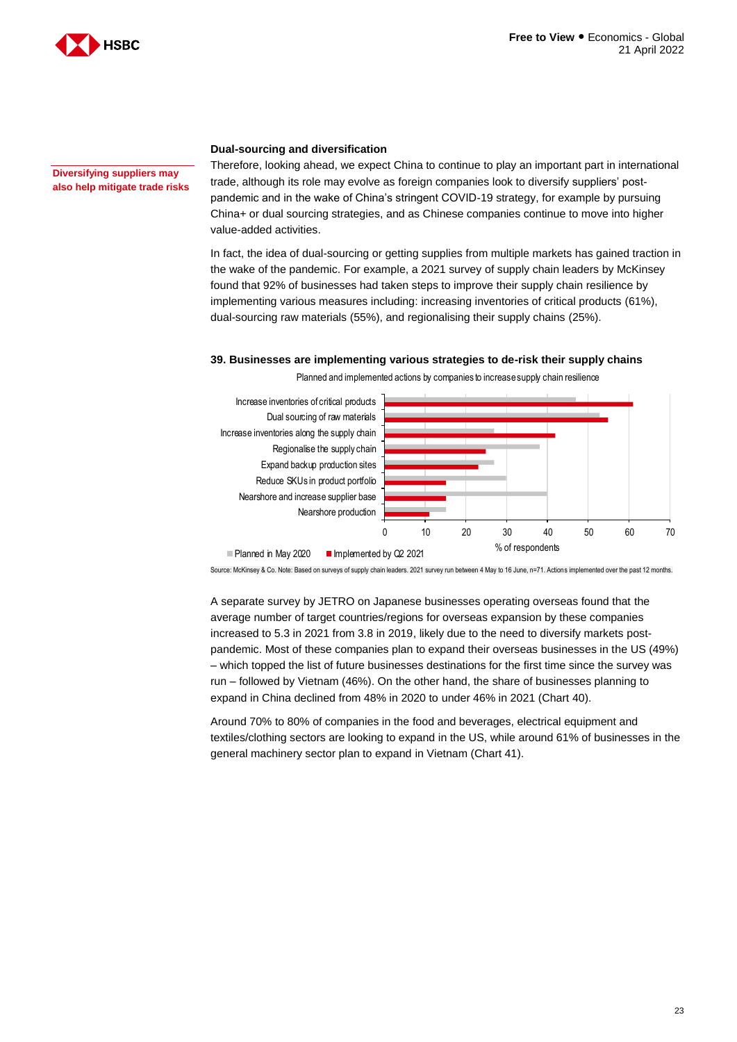**Diversifying suppliers may also help mitigate trade risks**

## Dual-sourcing and diversification

Therefore, looking ahead, we expect China to continue to play an important part in international trade, although its role may evolve as foreign companies look to diversify suppliers' post-pandemic and in the wake of China's stringent COVID-19 strategy, for example by pursuing China+ or dual sourcing strategies, and as Chinese companies continue to move into higher value-added activities.

In fact, the idea of dual-sourcing or getting supplies from multiple markets has gained traction in the wake of the pandemic. For example, a 2021 survey of supply chain leaders by McKinsey found that 92% of businesses had taken steps to improve their supply chain resilience by implementing various measures including: increasing inventories of critical products (61%), dual-sourcing raw materials (55%), and regionalising their supply chains (25%).

**39. Businesses are implementing various strategies to de-risk their supply chains**

Planned and implemented actions by companies to increase supply chain resilience

| Action | Planned in May 2020 | Implemented by Q2 2021 |
|---|---|---|
| Increase inventories of critical products | 47 | 61 |
| Dual sourcing of raw materials | 53 | 55 |
| Increase inventories along the supply chain | 27 | 42 |
| Regionalise the supply chain | 38 | 25 |
| Expand backup production sites | 27 | 23 |
| Reduce SKUs in product portfolio | 30 | 15 |
| Nearshore and increase supplier base | 40 | 15 |
| Nearshore production | 15 | 11 |

% of respondents

Source: McKinsey & Co. Note: Based on surveys of supply chain leaders. 2021 survey run between 4 May to 16 June, n=71. Actions implemented over the past 12 months.

A separate survey by JETRO on Japanese businesses operating overseas found that the average number of target countries/regions for overseas expansion by these companies increased to 5.3 in 2021 from 3.8 in 2019, likely due to the need to diversify markets post-pandemic. Most of these companies plan to expand their overseas businesses in the US (49%) – which topped the list of future businesses destinations for the first time since the survey was run – followed by Vietnam (46%). On the other hand, the share of businesses planning to expand in China declined from 48% in 2020 to under 46% in 2021 (Chart 40).

Around 70% to 80% of companies in the food and beverages, electrical equipment and textiles/clothing sectors are looking to expand in the US, while around 61% of businesses in the general machinery sector plan to expand in Vietnam (Chart 41).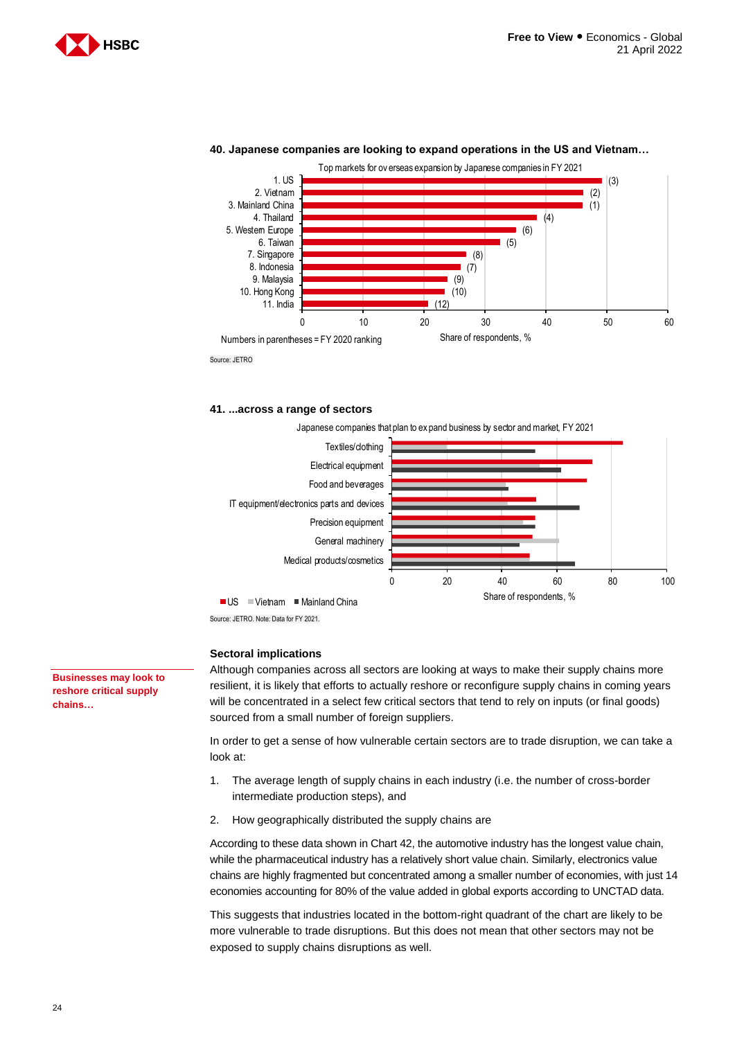### 40. Japanese companies are looking to expand operations in the US and Vietnam…

Top markets for overseas expansion by Japanese companies in FY 2021

| Market | FY 2020 ranking |
|---|---|
| 1. US | (3) |
| 2. Vietnam | (2) |
| 3. Mainland China | (1) |
| 4. Thailand | (4) |
| 5. Western Europe | (6) |
| 6. Taiwan | (5) |
| 7. Singapore | (8) |
| 8. Indonesia | (7) |
| 9. Malaysia | (9) |
| 10. Hong Kong | (10) |
| 11. India | (12) |

Numbers in parentheses = FY 2020 ranking

Share of respondents, %

Source: JETRO

### 41. …across a range of sectors

Japanese companies that plan to expand business by sector and market, FY 2021

Sectors: Textiles/clothing; Electrical equipment; Food and beverages; IT equipment/electronics parts and devices; Precision equipment; General machinery; Medical products/cosmetics

Legend: US, Vietnam, Mainland China

Share of respondents, %

Source: JETRO. Note: Data for FY 2021.

### Sectoral implications

**Businesses may look to reshore critical supply chains…**

Although companies across all sectors are looking at ways to make their supply chains more resilient, it is likely that efforts to actually reshore or reconfigure supply chains in coming years will be concentrated in a select few critical sectors that tend to rely on inputs (or final goods) sourced from a small number of foreign suppliers.

In order to get a sense of how vulnerable certain sectors are to trade disruption, we can take a look at:

1. The average length of supply chains in each industry (i.e. the number of cross-border intermediate production steps), and
2. How geographically distributed the supply chains are

According to these data shown in Chart 42, the automotive industry has the longest value chain, while the pharmaceutical industry has a relatively short value chain. Similarly, electronics value chains are highly fragmented but concentrated among a smaller number of economies, with just 14 economies accounting for 80% of the value added in global exports according to UNCTAD data.

This suggests that industries located in the bottom-right quadrant of the chart are likely to be more vulnerable to trade disruptions. But this does not mean that other sectors may not be exposed to supply chains disruptions as well.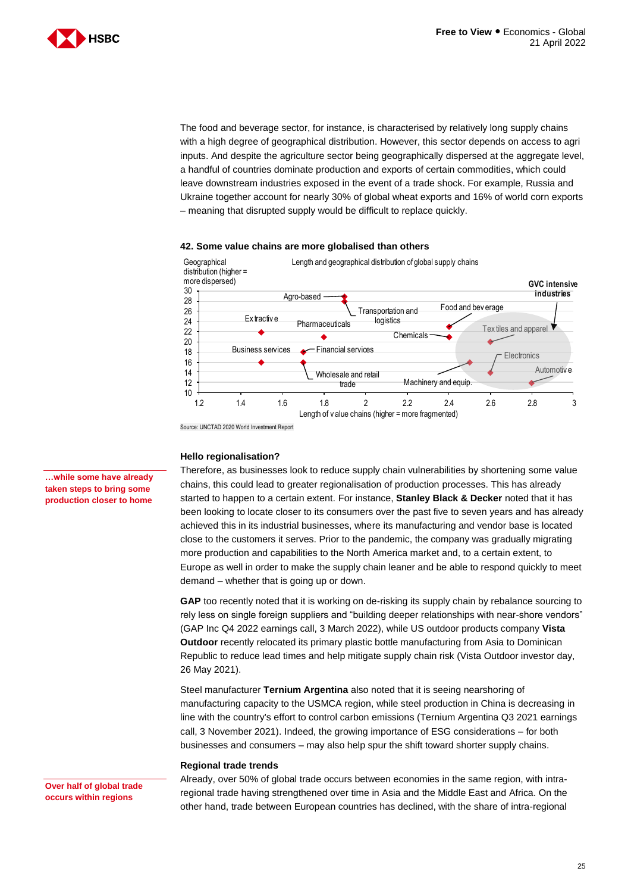The food and beverage sector, for instance, is characterised by relatively long supply chains with a high degree of geographical distribution. However, this sector depends on access to agri inputs. And despite the agriculture sector being geographically dispersed at the aggregate level, a handful of countries dominate production and exports of certain commodities, which could leave downstream industries exposed in the event of a trade shock. For example, Russia and Ukraine together account for nearly 30% of global wheat exports and 16% of world corn exports – meaning that disrupted supply would be difficult to replace quickly.

**42. Some value chains are more globalised than others**

Length and geographical distribution of global supply chains

Geographical distribution (higher = more dispersed)

GVC intensive industries

Agro-based, Transportation and logistics, Food and beverage, Extractive, Pharmaceuticals, Textiles and apparel, Chemicals, Business services, Financial services, Electronics, Automotive, Wholesale and retail trade, Machinery and equip.

Length of value chains (higher = more fragmented)

Source: UNCTAD 2020 World Investment Report

### Hello regionalisation?

**…while some have already taken steps to bring some production closer to home**

Therefore, as businesses look to reduce supply chain vulnerabilities by shortening some value chains, this could lead to greater regionalisation of production processes. This has already started to happen to a certain extent. For instance, **Stanley Black & Decker** noted that it has been looking to locate closer to its consumers over the past five to seven years and has already achieved this in its industrial businesses, where its manufacturing and vendor base is located close to the customers it serves. Prior to the pandemic, the company was gradually migrating more production and capabilities to the North America market and, to a certain extent, to Europe as well in order to make the supply chain leaner and be able to respond quickly to meet demand – whether that is going up or down.

**GAP** too recently noted that it is working on de-risking its supply chain by rebalance sourcing to rely less on single foreign suppliers and "building deeper relationships with near-shore vendors" (GAP Inc Q4 2022 earnings call, 3 March 2022), while US outdoor products company **Vista Outdoor** recently relocated its primary plastic bottle manufacturing from Asia to Dominican Republic to reduce lead times and help mitigate supply chain risk (Vista Outdoor investor day, 26 May 2021).

Steel manufacturer **Ternium Argentina** also noted that it is seeing nearshoring of manufacturing capacity to the USMCA region, while steel production in China is decreasing in line with the country's effort to control carbon emissions (Ternium Argentina Q3 2021 earnings call, 3 November 2021). Indeed, the growing importance of ESG considerations – for both businesses and consumers – may also help spur the shift toward shorter supply chains.

### Regional trade trends

**Over half of global trade occurs within regions**

Already, over 50% of global trade occurs between economies in the same region, with intra-regional trade having strengthened over time in Asia and the Middle East and Africa. On the other hand, trade between European countries has declined, with the share of intra-regional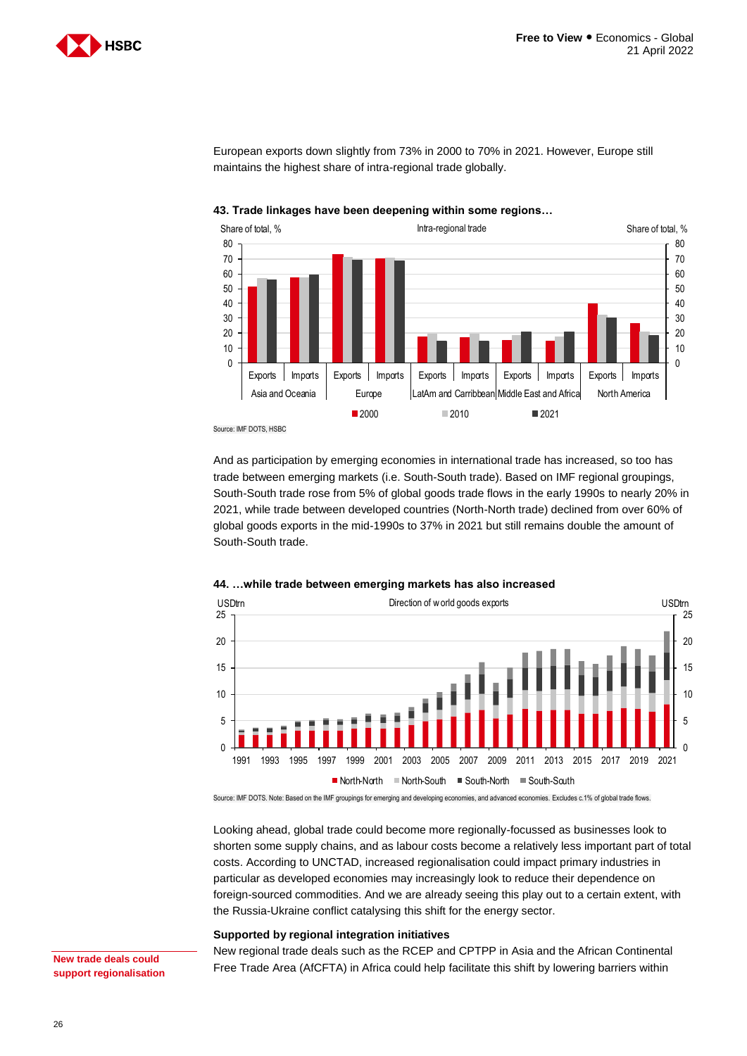European exports down slightly from 73% in 2000 to 70% in 2021. However, Europe still maintains the highest share of intra-regional trade globally.

**43. Trade linkages have been deepening within some regions…**

Source: IMF DOTS, HSBC

And as participation by emerging economies in international trade has increased, so too has trade between emerging markets (i.e. South-South trade). Based on IMF regional groupings, South-South trade rose from 5% of global goods trade flows in the early 1990s to nearly 20% in 2021, while trade between developed countries (North-North trade) declined from over 60% of global goods exports in the mid-1990s to 37% in 2021 but still remains double the amount of South-South trade.

**44. …while trade between emerging markets has also increased**

Source: IMF DOTS. Note: Based on the IMF groupings for emerging and developing economies, and advanced economies. Excludes c.1% of global trade flows.

Looking ahead, global trade could become more regionally-focussed as businesses look to shorten some supply chains, and as labour costs become a relatively less important part of total costs. According to UNCTAD, increased regionalisation could impact primary industries in particular as developed economies may increasingly look to reduce their dependence on foreign-sourced commodities. And we are already seeing this play out to a certain extent, with the Russia-Ukraine conflict catalysing this shift for the energy sector.

### Supported by regional integration initiatives

**New trade deals could support regionalisation**

New regional trade deals such as the RCEP and CPTPP in Asia and the African Continental Free Trade Area (AfCFTA) in Africa could help facilitate this shift by lowering barriers within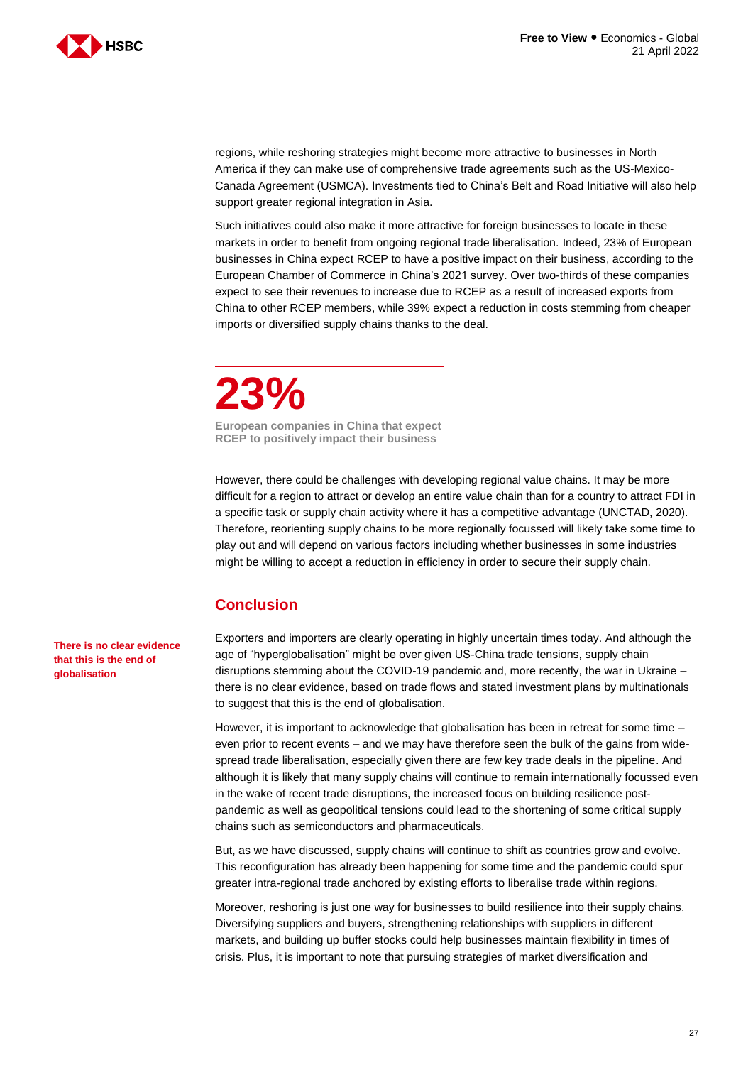regions, while reshoring strategies might become more attractive to businesses in North America if they can make use of comprehensive trade agreements such as the US-Mexico-Canada Agreement (USMCA). Investments tied to China's Belt and Road Initiative will also help support greater regional integration in Asia.

Such initiatives could also make it more attractive for foreign businesses to locate in these markets in order to benefit from ongoing regional trade liberalisation. Indeed, 23% of European businesses in China expect RCEP to have a positive impact on their business, according to the European Chamber of Commerce in China's 2021 survey. Over two-thirds of these companies expect to see their revenues to increase due to RCEP as a result of increased exports from China to other RCEP members, while 39% expect a reduction in costs stemming from cheaper imports or diversified supply chains thanks to the deal.

**23%**

**European companies in China that expect RCEP to positively impact their business**

However, there could be challenges with developing regional value chains. It may be more difficult for a region to attract or develop an entire value chain than for a country to attract FDI in a specific task or supply chain activity where it has a competitive advantage (UNCTAD, 2020). Therefore, reorienting supply chains to be more regionally focussed will likely take some time to play out and will depend on various factors including whether businesses in some industries might be willing to accept a reduction in efficiency in order to secure their supply chain.

## Conclusion

**There is no clear evidence that this is the end of globalisation**

Exporters and importers are clearly operating in highly uncertain times today. And although the age of "hyperglobalisation" might be over given US-China trade tensions, supply chain disruptions stemming about the COVID-19 pandemic and, more recently, the war in Ukraine – there is no clear evidence, based on trade flows and stated investment plans by multinationals to suggest that this is the end of globalisation.

However, it is important to acknowledge that globalisation has been in retreat for some time – even prior to recent events – and we may have therefore seen the bulk of the gains from wide-spread trade liberalisation, especially given there are few key trade deals in the pipeline. And although it is likely that many supply chains will continue to remain internationally focussed even in the wake of recent trade disruptions, the increased focus on building resilience post-pandemic as well as geopolitical tensions could lead to the shortening of some critical supply chains such as semiconductors and pharmaceuticals.

But, as we have discussed, supply chains will continue to shift as countries grow and evolve. This reconfiguration has already been happening for some time and the pandemic could spur greater intra-regional trade anchored by existing efforts to liberalise trade within regions.

Moreover, reshoring is just one way for businesses to build resilience into their supply chains. Diversifying suppliers and buyers, strengthening relationships with suppliers in different markets, and building up buffer stocks could help businesses maintain flexibility in times of crisis. Plus, it is important to note that pursuing strategies of market diversification and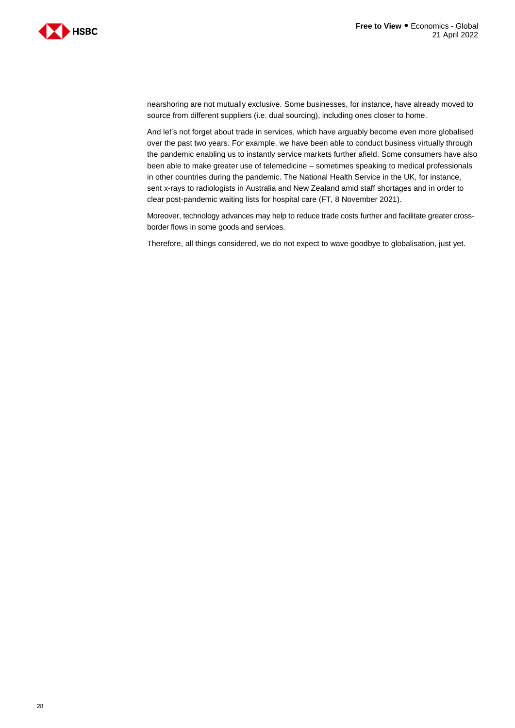nearshoring are not mutually exclusive. Some businesses, for instance, have already moved to source from different suppliers (i.e. dual sourcing), including ones closer to home.

And let's not forget about trade in services, which have arguably become even more globalised over the past two years. For example, we have been able to conduct business virtually through the pandemic enabling us to instantly service markets further afield. Some consumers have also been able to make greater use of telemedicine – sometimes speaking to medical professionals in other countries during the pandemic. The National Health Service in the UK, for instance, sent x-rays to radiologists in Australia and New Zealand amid staff shortages and in order to clear post-pandemic waiting lists for hospital care (FT, 8 November 2021).

Moreover, technology advances may help to reduce trade costs further and facilitate greater cross-border flows in some goods and services.

Therefore, all things considered, we do not expect to wave goodbye to globalisation, just yet.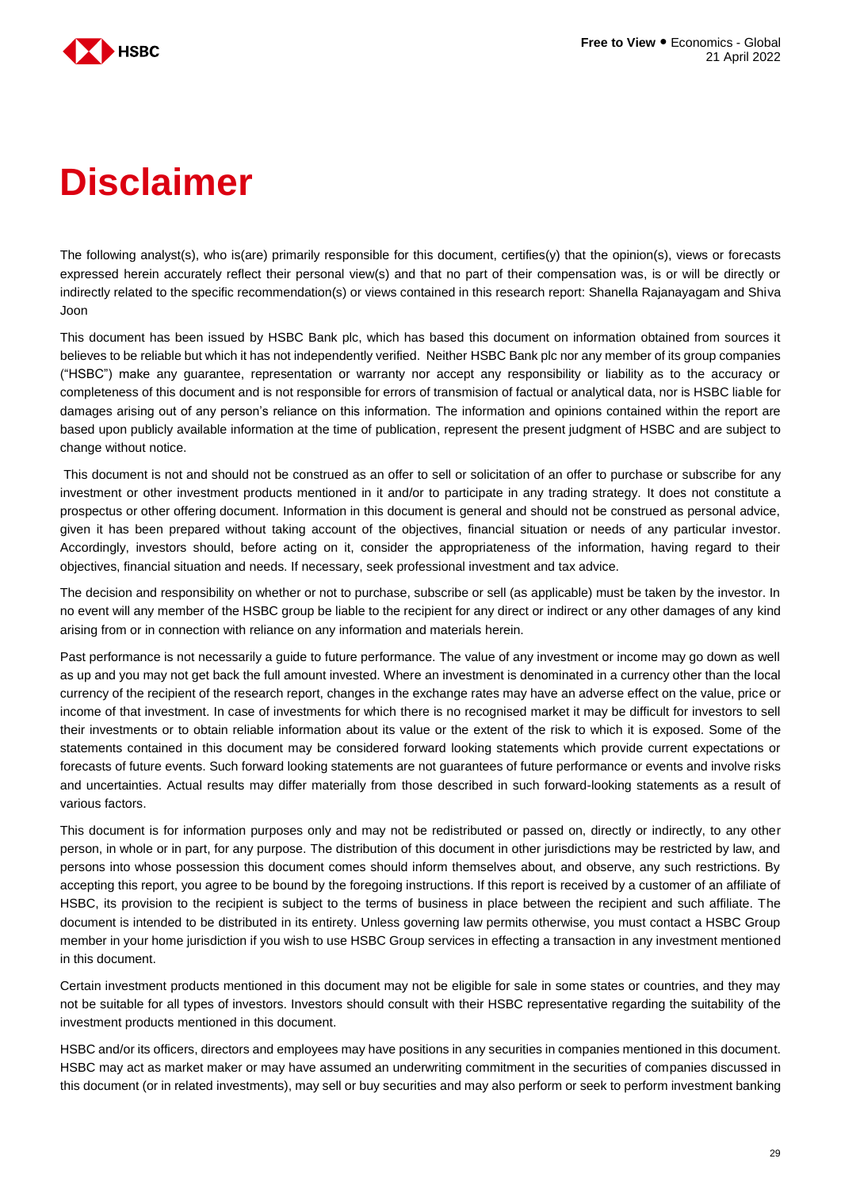# Disclaimer

The following analyst(s), who is(are) primarily responsible for this document, certifies(y) that the opinion(s), views or forecasts expressed herein accurately reflect their personal view(s) and that no part of their compensation was, is or will be directly or indirectly related to the specific recommendation(s) or views contained in this research report: Shanella Rajanayagam and Shiva Joon

This document has been issued by HSBC Bank plc, which has based this document on information obtained from sources it believes to be reliable but which it has not independently verified. Neither HSBC Bank plc nor any member of its group companies ("HSBC") make any guarantee, representation or warranty nor accept any responsibility or liability as to the accuracy or completeness of this document and is not responsible for errors of transmision of factual or analytical data, nor is HSBC liable for damages arising out of any person's reliance on this information. The information and opinions contained within the report are based upon publicly available information at the time of publication, represent the present judgment of HSBC and are subject to change without notice.

This document is not and should not be construed as an offer to sell or solicitation of an offer to purchase or subscribe for any investment or other investment products mentioned in it and/or to participate in any trading strategy. It does not constitute a prospectus or other offering document. Information in this document is general and should not be construed as personal advice, given it has been prepared without taking account of the objectives, financial situation or needs of any particular investor. Accordingly, investors should, before acting on it, consider the appropriateness of the information, having regard to their objectives, financial situation and needs. If necessary, seek professional investment and tax advice.

The decision and responsibility on whether or not to purchase, subscribe or sell (as applicable) must be taken by the investor. In no event will any member of the HSBC group be liable to the recipient for any direct or indirect or any other damages of any kind arising from or in connection with reliance on any information and materials herein.

Past performance is not necessarily a guide to future performance. The value of any investment or income may go down as well as up and you may not get back the full amount invested. Where an investment is denominated in a currency other than the local currency of the recipient of the research report, changes in the exchange rates may have an adverse effect on the value, price or income of that investment. In case of investments for which there is no recognised market it may be difficult for investors to sell their investments or to obtain reliable information about its value or the extent of the risk to which it is exposed. Some of the statements contained in this document may be considered forward looking statements which provide current expectations or forecasts of future events. Such forward looking statements are not guarantees of future performance or events and involve risks and uncertainties. Actual results may differ materially from those described in such forward-looking statements as a result of various factors.

This document is for information purposes only and may not be redistributed or passed on, directly or indirectly, to any other person, in whole or in part, for any purpose. The distribution of this document in other jurisdictions may be restricted by law, and persons into whose possession this document comes should inform themselves about, and observe, any such restrictions. By accepting this report, you agree to be bound by the foregoing instructions. If this report is received by a customer of an affiliate of HSBC, its provision to the recipient is subject to the terms of business in place between the recipient and such affiliate. The document is intended to be distributed in its entirety. Unless governing law permits otherwise, you must contact a HSBC Group member in your home jurisdiction if you wish to use HSBC Group services in effecting a transaction in any investment mentioned in this document.

Certain investment products mentioned in this document may not be eligible for sale in some states or countries, and they may not be suitable for all types of investors. Investors should consult with their HSBC representative regarding the suitability of the investment products mentioned in this document.

HSBC and/or its officers, directors and employees may have positions in any securities in companies mentioned in this document. HSBC may act as market maker or may have assumed an underwriting commitment in the securities of companies discussed in this document (or in related investments), may sell or buy securities and may also perform or seek to perform investment banking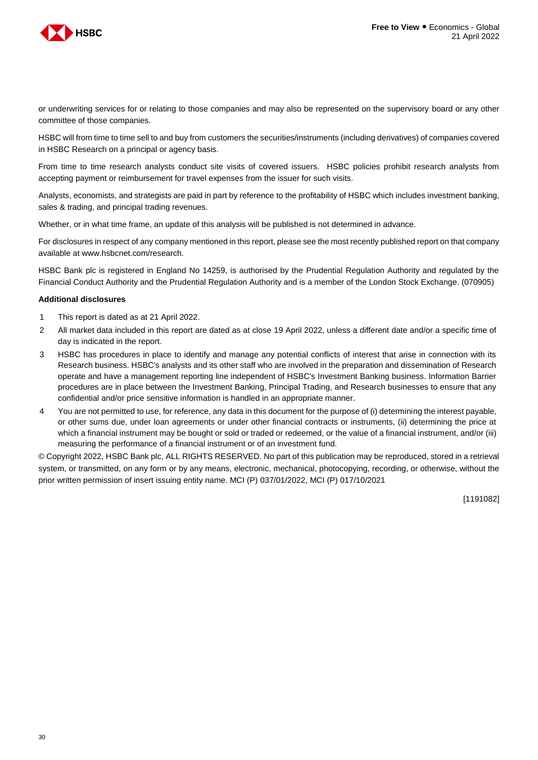or underwriting services for or relating to those companies and may also be represented on the supervisory board or any other committee of those companies.

HSBC will from time to time sell to and buy from customers the securities/instruments (including derivatives) of companies covered in HSBC Research on a principal or agency basis.

From time to time research analysts conduct site visits of covered issuers. HSBC policies prohibit research analysts from accepting payment or reimbursement for travel expenses from the issuer for such visits.

Analysts, economists, and strategists are paid in part by reference to the profitability of HSBC which includes investment banking, sales & trading, and principal trading revenues.

Whether, or in what time frame, an update of this analysis will be published is not determined in advance.

For disclosures in respect of any company mentioned in this report, please see the most recently published report on that company available at www.hsbcnet.com/research.

HSBC Bank plc is registered in England No 14259, is authorised by the Prudential Regulation Authority and regulated by the Financial Conduct Authority and the Prudential Regulation Authority and is a member of the London Stock Exchange. (070905)

**Additional disclosures**

1 This report is dated as at 21 April 2022.
2 All market data included in this report are dated as at close 19 April 2022, unless a different date and/or a specific time of day is indicated in the report.
3 HSBC has procedures in place to identify and manage any potential conflicts of interest that arise in connection with its Research business. HSBC's analysts and its other staff who are involved in the preparation and dissemination of Research operate and have a management reporting line independent of HSBC's Investment Banking business. Information Barrier procedures are in place between the Investment Banking, Principal Trading, and Research businesses to ensure that any confidential and/or price sensitive information is handled in an appropriate manner.
4 You are not permitted to use, for reference, any data in this document for the purpose of (i) determining the interest payable, or other sums due, under loan agreements or under other financial contracts or instruments, (ii) determining the price at which a financial instrument may be bought or sold or traded or redeemed, or the value of a financial instrument, and/or (iii) measuring the performance of a financial instrument or of an investment fund.

© Copyright 2022, HSBC Bank plc, ALL RIGHTS RESERVED. No part of this publication may be reproduced, stored in a retrieval system, or transmitted, on any form or by any means, electronic, mechanical, photocopying, recording, or otherwise, without the prior written permission of insert issuing entity name. MCI (P) 037/01/2022, MCI (P) 017/10/2021

[1191082]